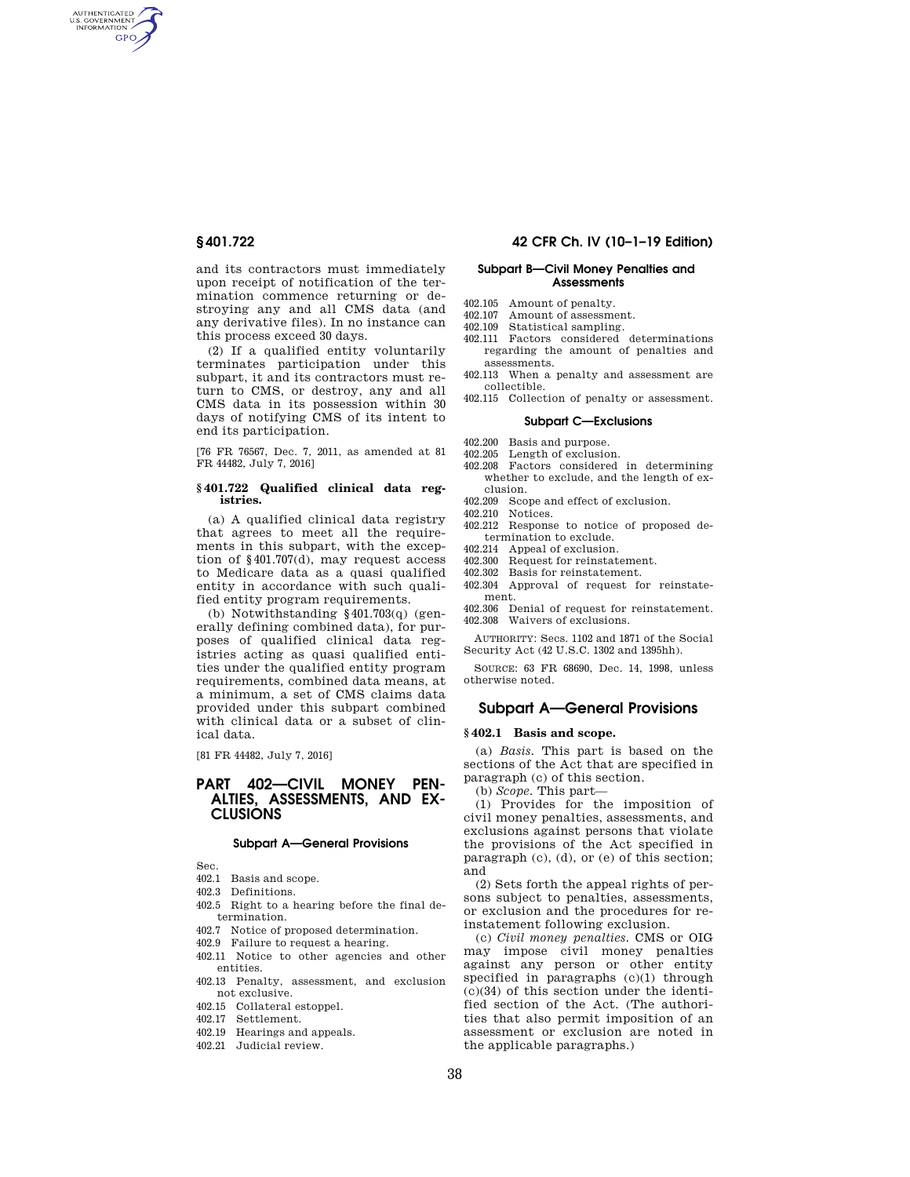and its contractors must immediately upon receipt of notification of the termination commence returning or destroying any and all CMS data (and any derivative files). In no instance can this process exceed 30 days.

(2) If a qualified entity voluntarily terminates participation under this subpart, it and its contractors must return to CMS, or destroy, any and all CMS data in its possession within 30 days of notifying CMS of its intent to end its participation.

[76 FR 76567, Dec. 7, 2011, as amended at 81 FR 44482, July 7, 2016]

### § 401.722 Qualified clinical data registries.

(a) A qualified clinical data registry that agrees to meet all the requirements in this subpart, with the exception of § 401.707(d), may request access to Medicare data as a quasi qualified entity in accordance with such qualified entity program requirements.

(b) Notwithstanding § 401.703(q) (generally defining combined data), for purposes of qualified clinical data registries acting as quasi qualified entities under the qualified entity program requirements, combined data means, at a minimum, a set of CMS claims data provided under this subpart combined with clinical data or a subset of clinical data.

[81 FR 44482, July 7, 2016]

# PART 402—CIVIL MONEY PENALTIES, ASSESSMENTS, AND EXCLUSIONS

#### Subpart A—General Provisions

Sec.
402.1 Basis and scope.
402.3 Definitions.
402.5 Right to a hearing before the final determination.
402.7 Notice of proposed determination.
402.9 Failure to request a hearing.
402.11 Notice to other agencies and other entities.
402.13 Penalty, assessment, and exclusion not exclusive.
402.15 Collateral estoppel.
402.17 Settlement.
402.19 Hearings and appeals.
402.21 Judicial review.

#### Subpart B—Civil Money Penalties and Assessments

402.105 Amount of penalty.
402.107 Amount of assessment.
402.109 Statistical sampling.
402.111 Factors considered determinations regarding the amount of penalties and assessments.
402.113 When a penalty and assessment are collectible.
402.115 Collection of penalty or assessment.

#### Subpart C—Exclusions

402.200 Basis and purpose.
402.205 Length of exclusion.
402.208 Factors considered in determining whether to exclude, and the length of exclusion.
402.209 Scope and effect of exclusion.
402.210 Notices.
402.212 Response to notice of proposed determination to exclude.
402.214 Appeal of exclusion.
402.300 Request for reinstatement.
402.302 Basis for reinstatement.
402.304 Approval of request for reinstatement.
402.306 Denial of request for reinstatement.
402.308 Waivers of exclusions.

AUTHORITY: Secs. 1102 and 1871 of the Social Security Act (42 U.S.C. 1302 and 1395hh).

SOURCE: 63 FR 68690, Dec. 14, 1998, unless otherwise noted.

## Subpart A—General Provisions

### § 402.1 Basis and scope.

(a) *Basis.* This part is based on the sections of the Act that are specified in paragraph (c) of this section.

(b) *Scope.* This part—

(1) Provides for the imposition of civil money penalties, assessments, and exclusions against persons that violate the provisions of the Act specified in paragraph (c), (d), or (e) of this section; and

(2) Sets forth the appeal rights of persons subject to penalties, assessments, or exclusion and the procedures for reinstatement following exclusion.

(c) *Civil money penalties.* CMS or OIG may impose civil money penalties against any person or other entity specified in paragraphs (c)(1) through (c)(34) of this section under the identified section of the Act. (The authorities that also permit imposition of an assessment or exclusion are noted in the applicable paragraphs.)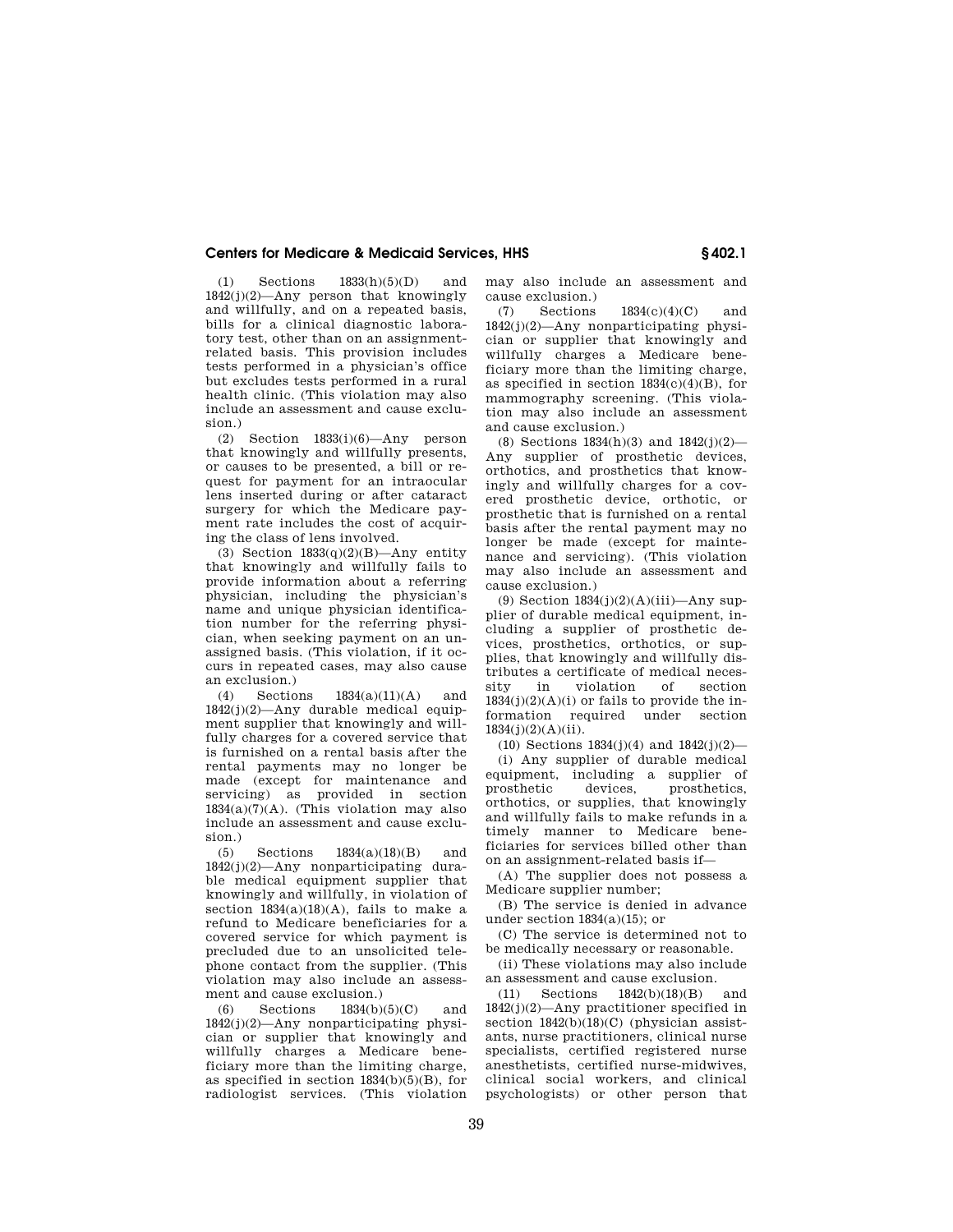(1) Sections 1833(h)(5)(D) and 1842(j)(2)—Any person that knowingly and willfully, and on a repeated basis, bills for a clinical diagnostic laboratory test, other than on an assignment-related basis. This provision includes tests performed in a physician's office but excludes tests performed in a rural health clinic. (This violation may also include an assessment and cause exclusion.)

(2) Section 1833(i)(6)—Any person that knowingly and willfully presents, or causes to be presented, a bill or request for payment for an intraocular lens inserted during or after cataract surgery for which the Medicare payment rate includes the cost of acquiring the class of lens involved.

(3) Section 1833(q)(2)(B)—Any entity that knowingly and willfully fails to provide information about a referring physician, including the physician's name and unique physician identification number for the referring physician, when seeking payment on an unassigned basis. (This violation, if it occurs in repeated cases, may also cause an exclusion.)

(4) Sections 1834(a)(11)(A) and 1842(j)(2)—Any durable medical equipment supplier that knowingly and willfully charges for a covered service that is furnished on a rental basis after the rental payments may no longer be made (except for maintenance and servicing) as provided in section 1834(a)(7)(A). (This violation may also include an assessment and cause exclusion.)

(5) Sections 1834(a)(18)(B) and 1842(j)(2)—Any nonparticipating durable medical equipment supplier that knowingly and willfully, in violation of section 1834(a)(18)(A), fails to make a refund to Medicare beneficiaries for a covered service for which payment is precluded due to an unsolicited telephone contact from the supplier. (This violation may also include an assessment and cause exclusion.)

(6) Sections 1834(b)(5)(C) and 1842(j)(2)—Any nonparticipating physician or supplier that knowingly and willfully charges a Medicare beneficiary more than the limiting charge, as specified in section 1834(b)(5)(B), for radiologist services. (This violation may also include an assessment and cause exclusion.)

(7) Sections 1834(c)(4)(C) and 1842(j)(2)—Any nonparticipating physician or supplier that knowingly and willfully charges a Medicare beneficiary more than the limiting charge, as specified in section 1834(c)(4)(B), for mammography screening. (This violation may also include an assessment and cause exclusion.)

(8) Sections 1834(h)(3) and 1842(j)(2)—Any supplier of prosthetic devices, orthotics, and prosthetics that knowingly and willfully charges for a covered prosthetic device, orthotic, or prosthetic that is furnished on a rental basis after the rental payment may no longer be made (except for maintenance and servicing). (This violation may also include an assessment and cause exclusion.)

(9) Section 1834(j)(2)(A)(iii)—Any supplier of durable medical equipment, including a supplier of prosthetic devices, prosthetics, orthotics, or supplies, that knowingly and willfully distributes a certificate of medical necessity in violation of section 1834(j)(2)(A)(i) or fails to provide the information required under section 1834(j)(2)(A)(ii).

(10) Sections 1834(j)(4) and 1842(j)(2)—

(i) Any supplier of durable medical equipment, including a supplier of prosthetic devices, prosthetics, orthotics, or supplies, that knowingly and willfully fails to make refunds in a timely manner to Medicare beneficiaries for services billed other than on an assignment-related basis if—

(A) The supplier does not possess a Medicare supplier number;

(B) The service is denied in advance under section 1834(a)(15); or

(C) The service is determined not to be medically necessary or reasonable.

(ii) These violations may also include an assessment and cause exclusion.

(11) Sections 1842(b)(18)(B) and 1842(j)(2)—Any practitioner specified in section 1842(b)(18)(C) (physician assistants, nurse practitioners, clinical nurse specialists, certified registered nurse anesthetists, certified nurse-midwives, clinical social workers, and clinical psychologists) or other person that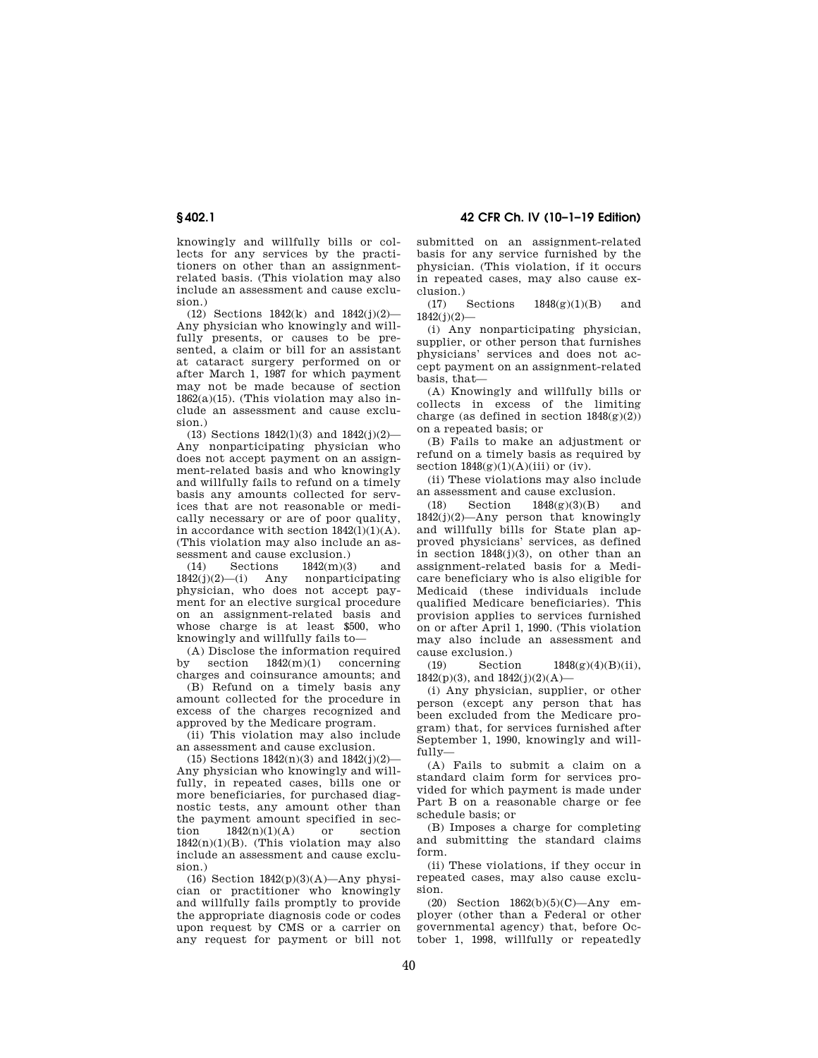knowingly and willfully bills or collects for any services by the practitioners on other than an assignment-related basis. (This violation may also include an assessment and cause exclusion.)

(12) Sections 1842(k) and 1842(j)(2)—Any physician who knowingly and willfully presents, or causes to be presented, a claim or bill for an assistant at cataract surgery performed on or after March 1, 1987 for which payment may not be made because of section 1862(a)(15). (This violation may also include an assessment and cause exclusion.)

(13) Sections 1842(l)(3) and 1842(j)(2)—Any nonparticipating physician who does not accept payment on an assignment-related basis and who knowingly and willfully fails to refund on a timely basis any amounts collected for services that are not reasonable or medically necessary or are of poor quality, in accordance with section 1842(l)(1)(A). (This violation may also include an assessment and cause exclusion.)

(14) Sections 1842(m)(3) and 1842(j)(2)—(i) Any nonparticipating physician, who does not accept payment for an elective surgical procedure on an assignment-related basis and whose charge is at least $500, who knowingly and willfully fails to—

(A) Disclose the information required by section 1842(m)(1) concerning charges and coinsurance amounts; and

(B) Refund on a timely basis any amount collected for the procedure in excess of the charges recognized and approved by the Medicare program.

(ii) This violation may also include an assessment and cause exclusion.

(15) Sections 1842(n)(3) and 1842(j)(2)—Any physician who knowingly and willfully, in repeated cases, bills one or more beneficiaries, for purchased diagnostic tests, any amount other than the payment amount specified in section 1842(n)(1)(A) or section 1842(n)(1)(B). (This violation may also include an assessment and cause exclusion.)

(16) Section 1842(p)(3)(A)—Any physician or practitioner who knowingly and willfully fails promptly to provide the appropriate diagnosis code or codes upon request by CMS or a carrier on any request for payment or bill not submitted on an assignment-related basis for any service furnished by the physician. (This violation, if it occurs in repeated cases, may also cause exclusion.)

(17) Sections 1848(g)(1)(B) and 1842(j)(2)—

(i) Any nonparticipating physician, supplier, or other person that furnishes physicians' services and does not accept payment on an assignment-related basis, that—

(A) Knowingly and willfully bills or collects in excess of the limiting charge (as defined in section 1848(g)(2)) on a repeated basis; or

(B) Fails to make an adjustment or refund on a timely basis as required by section 1848(g)(1)(A)(iii) or (iv).

(ii) These violations may also include an assessment and cause exclusion.

(18) Section 1848(g)(3)(B) and 1842(j)(2)—Any person that knowingly and willfully bills for State plan approved physicians' services, as defined in section 1848(j)(3), on other than an assignment-related basis for a Medicare beneficiary who is also eligible for Medicaid (these individuals include qualified Medicare beneficiaries). This provision applies to services furnished on or after April 1, 1990. (This violation may also include an assessment and cause exclusion.)

(19) Section 1848(g)(4)(B)(ii), 1842(p)(3), and 1842(j)(2)(A)—

(i) Any physician, supplier, or other person (except any person that has been excluded from the Medicare program) that, for services furnished after September 1, 1990, knowingly and willfully—

(A) Fails to submit a claim on a standard claim form for services provided for which payment is made under Part B on a reasonable charge or fee schedule basis; or

(B) Imposes a charge for completing and submitting the standard claims form.

(ii) These violations, if they occur in repeated cases, may also cause exclusion.

(20) Section 1862(b)(5)(C)—Any employer (other than a Federal or other governmental agency) that, before October 1, 1998, willfully or repeatedly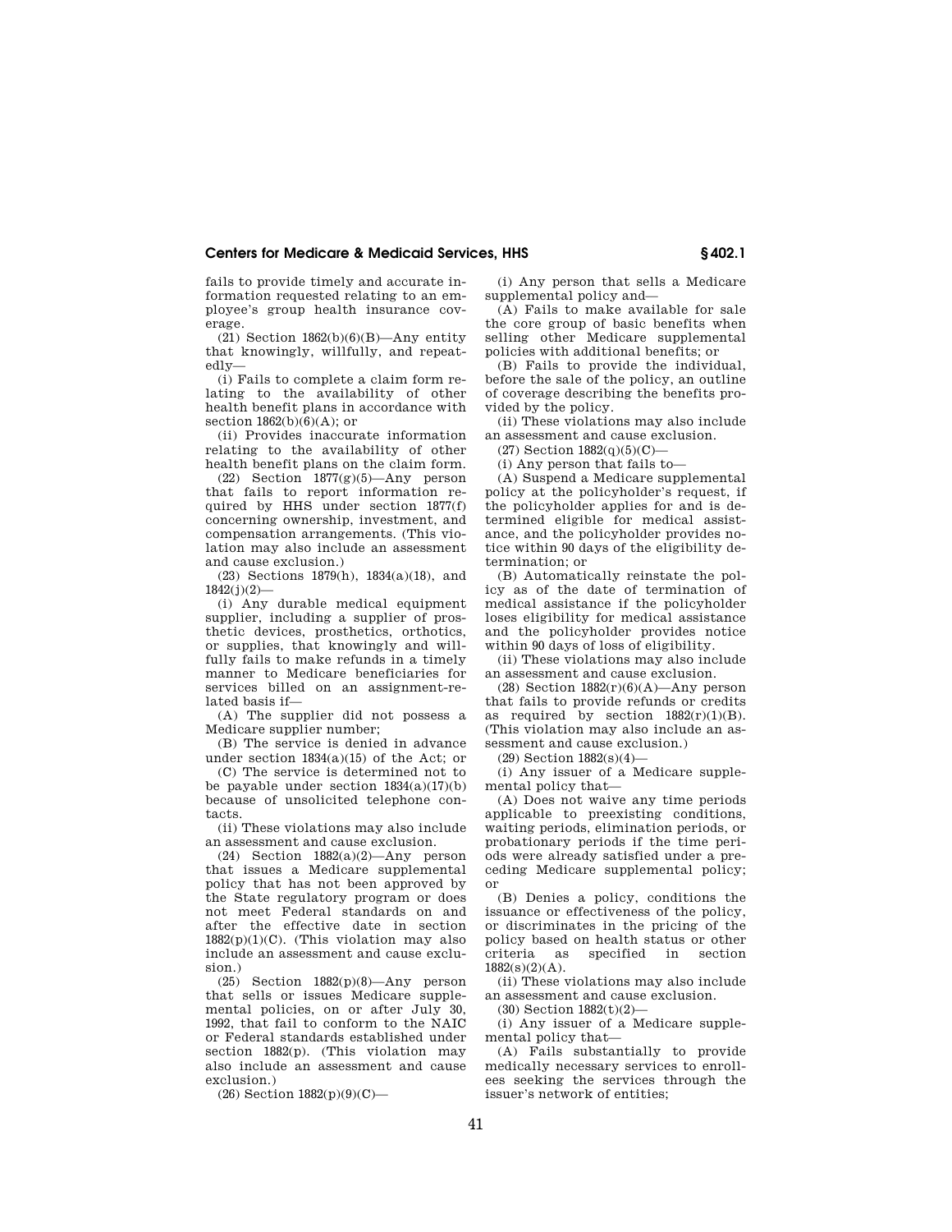fails to provide timely and accurate information requested relating to an employee's group health insurance coverage.

(21) Section 1862(b)(6)(B)—Any entity that knowingly, willfully, and repeatedly—

(i) Fails to complete a claim form relating to the availability of other health benefit plans in accordance with section 1862(b)(6)(A); or

(ii) Provides inaccurate information relating to the availability of other health benefit plans on the claim form.

(22) Section 1877(g)(5)—Any person that fails to report information required by HHS under section 1877(f) concerning ownership, investment, and compensation arrangements. (This violation may also include an assessment and cause exclusion.)

(23) Sections 1879(h), 1834(a)(18), and 1842(j)(2)—

(i) Any durable medical equipment supplier, including a supplier of prosthetic devices, prosthetics, orthotics, or supplies, that knowingly and willfully fails to make refunds in a timely manner to Medicare beneficiaries for services billed on an assignment-related basis if—

(A) The supplier did not possess a Medicare supplier number;

(B) The service is denied in advance under section 1834(a)(15) of the Act; or

(C) The service is determined not to be payable under section 1834(a)(17)(b) because of unsolicited telephone contacts.

(ii) These violations may also include an assessment and cause exclusion.

(24) Section 1882(a)(2)—Any person that issues a Medicare supplemental policy that has not been approved by the State regulatory program or does not meet Federal standards on and after the effective date in section 1882(p)(1)(C). (This violation may also include an assessment and cause exclusion.)

(25) Section 1882(p)(8)—Any person that sells or issues Medicare supplemental policies, on or after July 30, 1992, that fail to conform to the NAIC or Federal standards established under section 1882(p). (This violation may also include an assessment and cause exclusion.)

(26) Section 1882(p)(9)(C)—

(i) Any person that sells a Medicare supplemental policy and—

(A) Fails to make available for sale the core group of basic benefits when selling other Medicare supplemental policies with additional benefits; or

(B) Fails to provide the individual, before the sale of the policy, an outline of coverage describing the benefits provided by the policy.

(ii) These violations may also include an assessment and cause exclusion.

(27) Section 1882(q)(5)(C)—

(i) Any person that fails to—

(A) Suspend a Medicare supplemental policy at the policyholder's request, if the policyholder applies for and is determined eligible for medical assistance, and the policyholder provides notice within 90 days of the eligibility determination; or

(B) Automatically reinstate the policy as of the date of termination of medical assistance if the policyholder loses eligibility for medical assistance and the policyholder provides notice within 90 days of loss of eligibility.

(ii) These violations may also include an assessment and cause exclusion.

(28) Section 1882(r)(6)(A)—Any person that fails to provide refunds or credits as required by section 1882(r)(1)(B). (This violation may also include an assessment and cause exclusion.)

(29) Section 1882(s)(4)—

(i) Any issuer of a Medicare supplemental policy that—

(A) Does not waive any time periods applicable to preexisting conditions, waiting periods, elimination periods, or probationary periods if the time periods were already satisfied under a preceding Medicare supplemental policy; or

(B) Denies a policy, conditions the issuance or effectiveness of the policy, or discriminates in the pricing of the policy based on health status or other criteria as specified in section 1882(s)(2)(A).

(ii) These violations may also include an assessment and cause exclusion.

(30) Section 1882(t)(2)—

(i) Any issuer of a Medicare supplemental policy that—

(A) Fails substantially to provide medically necessary services to enrollees seeking the services through the issuer's network of entities;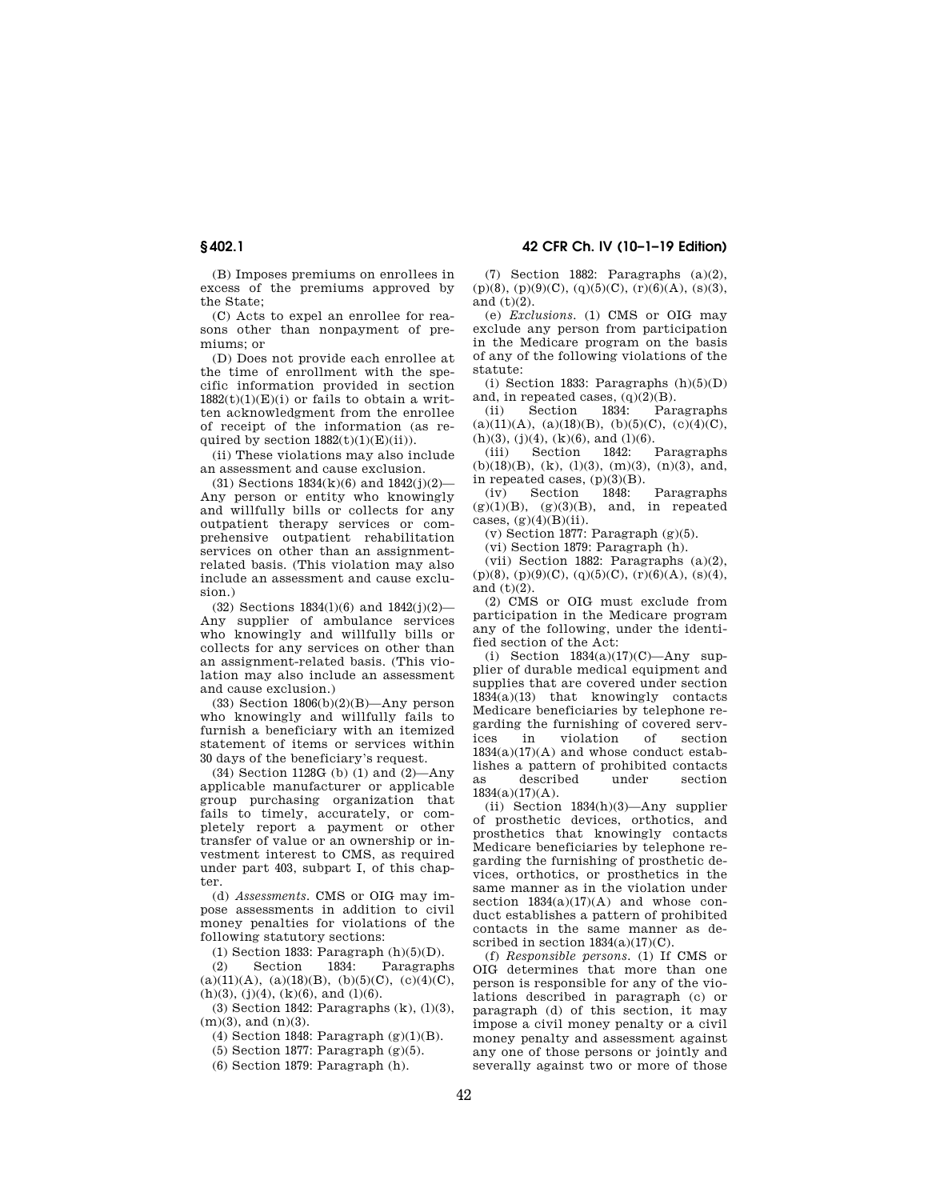(B) Imposes premiums on enrollees in excess of the premiums approved by the State;

(C) Acts to expel an enrollee for reasons other than nonpayment of premiums; or

(D) Does not provide each enrollee at the time of enrollment with the specific information provided in section 1882(t)(1)(E)(i) or fails to obtain a written acknowledgment from the enrollee of receipt of the information (as required by section 1882(t)(1)(E)(ii)).

(ii) These violations may also include an assessment and cause exclusion.

(31) Sections 1834(k)(6) and 1842(j)(2)—Any person or entity who knowingly and willfully bills or collects for any outpatient therapy services or comprehensive outpatient rehabilitation services on other than an assignment-related basis. (This violation may also include an assessment and cause exclusion.)

(32) Sections 1834(l)(6) and 1842(j)(2)—Any supplier of ambulance services who knowingly and willfully bills or collects for any services on other than an assignment-related basis. (This violation may also include an assessment and cause exclusion.)

(33) Section 1806(b)(2)(B)—Any person who knowingly and willfully fails to furnish a beneficiary with an itemized statement of items or services within 30 days of the beneficiary's request.

(34) Section 1128G (b) (1) and (2)—Any applicable manufacturer or applicable group purchasing organization that fails to timely, accurately, or completely report a payment or other transfer of value or an ownership or investment interest to CMS, as required under part 403, subpart I, of this chapter.

(d) *Assessments.* CMS or OIG may impose assessments in addition to civil money penalties for violations of the following statutory sections:

(1) Section 1833: Paragraph (h)(5)(D).

(2) Section 1834: Paragraphs (a)(11)(A), (a)(18)(B), (b)(5)(C), (c)(4)(C), (h)(3), (j)(4), (k)(6), and (l)(6).

(3) Section 1842: Paragraphs (k), (l)(3), (m)(3), and (n)(3).

(4) Section 1848: Paragraph (g)(1)(B).

(5) Section 1877: Paragraph (g)(5).

(6) Section 1879: Paragraph (h).

(7) Section 1882: Paragraphs (a)(2), (p)(8), (p)(9)(C), (q)(5)(C), (r)(6)(A), (s)(3), and (t)(2).

(e) *Exclusions.* (1) CMS or OIG may exclude any person from participation in the Medicare program on the basis of any of the following violations of the statute:

(i) Section 1833: Paragraphs (h)(5)(D) and, in repeated cases, (q)(2)(B).

(ii) Section 1834: Paragraphs (a)(11)(A), (a)(18)(B), (b)(5)(C), (c)(4)(C), (h)(3), (j)(4), (k)(6), and (l)(6).

(iii) Section 1842: Paragraphs (b)(18)(B), (k), (l)(3), (m)(3), (n)(3), and, in repeated cases, (p)(3)(B).

(iv) Section 1848: Paragraphs (g)(1)(B), (g)(3)(B), and, in repeated cases, (g)(4)(B)(ii).

(v) Section 1877: Paragraph (g)(5).

(vi) Section 1879: Paragraph (h).

(vii) Section 1882: Paragraphs (a)(2), (p)(8), (p)(9)(C), (q)(5)(C), (r)(6)(A), (s)(4), and (t)(2).

(2) CMS or OIG must exclude from participation in the Medicare program any of the following, under the identified section of the Act:

(i) Section 1834(a)(17)(C)—Any supplier of durable medical equipment and supplies that are covered under section 1834(a)(13) that knowingly contacts Medicare beneficiaries by telephone regarding the furnishing of covered services in violation of section 1834(a)(17)(A) and whose conduct establishes a pattern of prohibited contacts as described under section 1834(a)(17)(A).

(ii) Section 1834(h)(3)—Any supplier of prosthetic devices, orthotics, and prosthetics that knowingly contacts Medicare beneficiaries by telephone regarding the furnishing of prosthetic devices, orthotics, or prosthetics in the same manner as in the violation under section 1834(a)(17)(A) and whose conduct establishes a pattern of prohibited contacts in the same manner as described in section 1834(a)(17)(C).

(f) *Responsible persons.* (1) If CMS or OIG determines that more than one person is responsible for any of the violations described in paragraph (c) or paragraph (d) of this section, it may impose a civil money penalty or a civil money penalty and assessment against any one of those persons or jointly and severally against two or more of those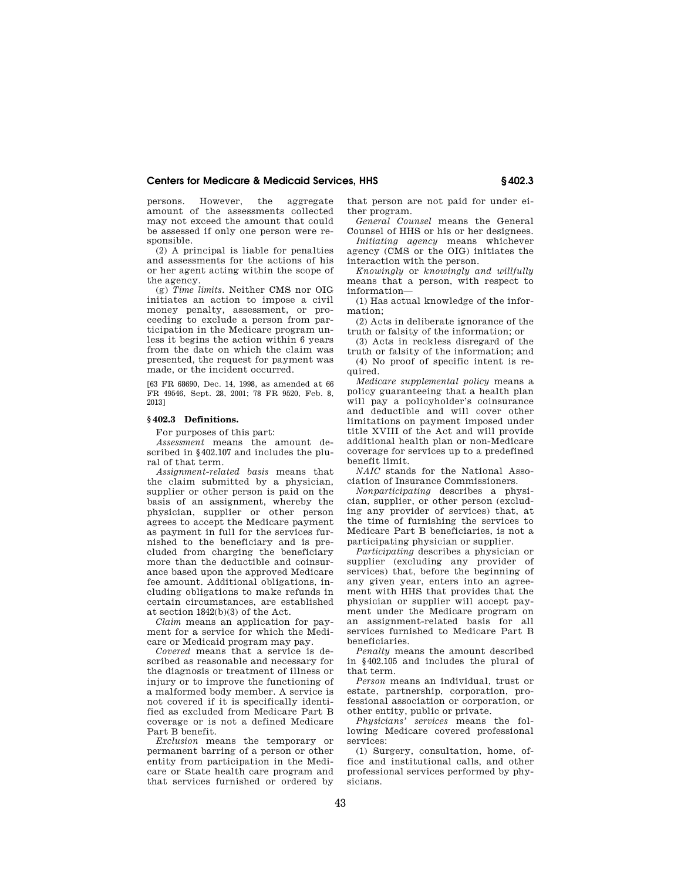persons. However, the aggregate amount of the assessments collected may not exceed the amount that could be assessed if only one person were responsible.

(2) A principal is liable for penalties and assessments for the actions of his or her agent acting within the scope of the agency.

(g) *Time limits.* Neither CMS nor OIG initiates an action to impose a civil money penalty, assessment, or proceeding to exclude a person from participation in the Medicare program unless it begins the action within 6 years from the date on which the claim was presented, the request for payment was made, or the incident occurred.

[63 FR 68690, Dec. 14, 1998, as amended at 66 FR 49546, Sept. 28, 2001; 78 FR 9520, Feb. 8, 2013]

### § 402.3 Definitions.

For purposes of this part:

*Assessment* means the amount described in §402.107 and includes the plural of that term.

*Assignment-related basis* means that the claim submitted by a physician, supplier or other person is paid on the basis of an assignment, whereby the physician, supplier or other person agrees to accept the Medicare payment as payment in full for the services furnished to the beneficiary and is precluded from charging the beneficiary more than the deductible and coinsurance based upon the approved Medicare fee amount. Additional obligations, including obligations to make refunds in certain circumstances, are established at section 1842(b)(3) of the Act.

*Claim* means an application for payment for a service for which the Medicare or Medicaid program may pay.

*Covered* means that a service is described as reasonable and necessary for the diagnosis or treatment of illness or injury or to improve the functioning of a malformed body member. A service is not covered if it is specifically identified as excluded from Medicare Part B coverage or is not a defined Medicare Part B benefit.

*Exclusion* means the temporary or permanent barring of a person or other entity from participation in the Medicare or State health care program and that services furnished or ordered by that person are not paid for under either program.

*General Counsel* means the General Counsel of HHS or his or her designees.

*Initiating agency* means whichever agency (CMS or the OIG) initiates the interaction with the person.

*Knowingly* or *knowingly and willfully* means that a person, with respect to information—

(1) Has actual knowledge of the information;

(2) Acts in deliberate ignorance of the truth or falsity of the information; or

(3) Acts in reckless disregard of the truth or falsity of the information; and

(4) No proof of specific intent is required.

*Medicare supplemental policy* means a policy guaranteeing that a health plan will pay a policyholder's coinsurance and deductible and will cover other limitations on payment imposed under title XVIII of the Act and will provide additional health plan or non-Medicare coverage for services up to a predefined benefit limit.

*NAIC* stands for the National Association of Insurance Commissioners.

*Nonparticipating* describes a physician, supplier, or other person (excluding any provider of services) that, at the time of furnishing the services to Medicare Part B beneficiaries, is not a participating physician or supplier.

*Participating* describes a physician or supplier (excluding any provider of services) that, before the beginning of any given year, enters into an agreement with HHS that provides that the physician or supplier will accept payment under the Medicare program on an assignment-related basis for all services furnished to Medicare Part B beneficiaries.

*Penalty* means the amount described in §402.105 and includes the plural of that term.

*Person* means an individual, trust or estate, partnership, corporation, professional association or corporation, or other entity, public or private.

*Physicians' services* means the following Medicare covered professional services:

(1) Surgery, consultation, home, office and institutional calls, and other professional services performed by physicians.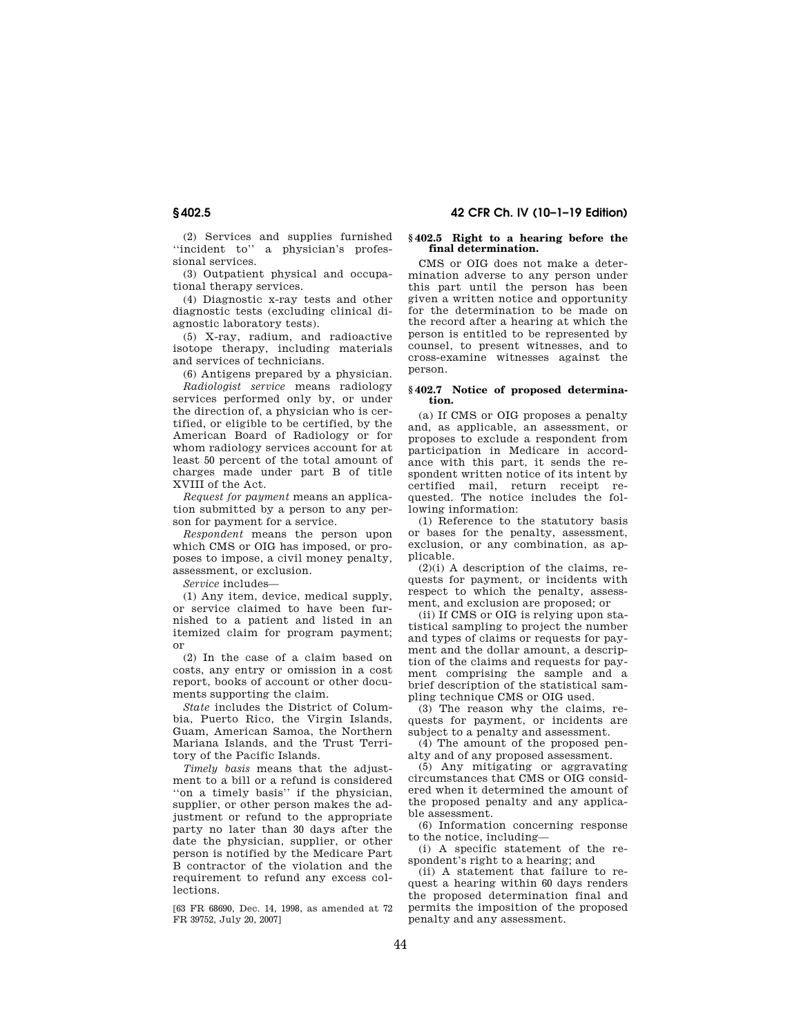(2) Services and supplies furnished ''incident to'' a physician's professional services.

(3) Outpatient physical and occupational therapy services.

(4) Diagnostic x-ray tests and other diagnostic tests (excluding clinical diagnostic laboratory tests).

(5) X-ray, radium, and radioactive isotope therapy, including materials and services of technicians.

(6) Antigens prepared by a physician.

*Radiologist service* means radiology services performed only by, or under the direction of, a physician who is certified, or eligible to be certified, by the American Board of Radiology or for whom radiology services account for at least 50 percent of the total amount of charges made under part B of title XVIII of the Act.

*Request for payment* means an application submitted by a person to any person for payment for a service.

*Respondent* means the person upon which CMS or OIG has imposed, or proposes to impose, a civil money penalty, assessment, or exclusion.

*Service* includes—

(1) Any item, device, medical supply, or service claimed to have been furnished to a patient and listed in an itemized claim for program payment; or

(2) In the case of a claim based on costs, any entry or omission in a cost report, books of account or other documents supporting the claim.

*State* includes the District of Columbia, Puerto Rico, the Virgin Islands, Guam, American Samoa, the Northern Mariana Islands, and the Trust Territory of the Pacific Islands.

*Timely basis* means that the adjustment to a bill or a refund is considered ''on a timely basis'' if the physician, supplier, or other person makes the adjustment or refund to the appropriate party no later than 30 days after the date the physician, supplier, or other person is notified by the Medicare Part B contractor of the violation and the requirement to refund any excess collections.

[63 FR 68690, Dec. 14, 1998, as amended at 72 FR 39752, July 20, 2007]

### § 402.5 Right to a hearing before the final determination.

CMS or OIG does not make a determination adverse to any person under this part until the person has been given a written notice and opportunity for the determination to be made on the record after a hearing at which the person is entitled to be represented by counsel, to present witnesses, and to cross-examine witnesses against the person.

### § 402.7 Notice of proposed determination.

(a) If CMS or OIG proposes a penalty and, as applicable, an assessment, or proposes to exclude a respondent from participation in Medicare in accordance with this part, it sends the respondent written notice of its intent by certified mail, return receipt requested. The notice includes the following information:

(1) Reference to the statutory basis or bases for the penalty, assessment, exclusion, or any combination, as applicable.

(2)(i) A description of the claims, requests for payment, or incidents with respect to which the penalty, assessment, and exclusion are proposed; or

(ii) If CMS or OIG is relying upon statistical sampling to project the number and types of claims or requests for payment and the dollar amount, a description of the claims and requests for payment comprising the sample and a brief description of the statistical sampling technique CMS or OIG used.

(3) The reason why the claims, requests for payment, or incidents are subject to a penalty and assessment.

(4) The amount of the proposed penalty and of any proposed assessment.

(5) Any mitigating or aggravating circumstances that CMS or OIG considered when it determined the amount of the proposed penalty and any applicable assessment.

(6) Information concerning response to the notice, including—

(i) A specific statement of the respondent's right to a hearing; and

(ii) A statement that failure to request a hearing within 60 days renders the proposed determination final and permits the imposition of the proposed penalty and any assessment.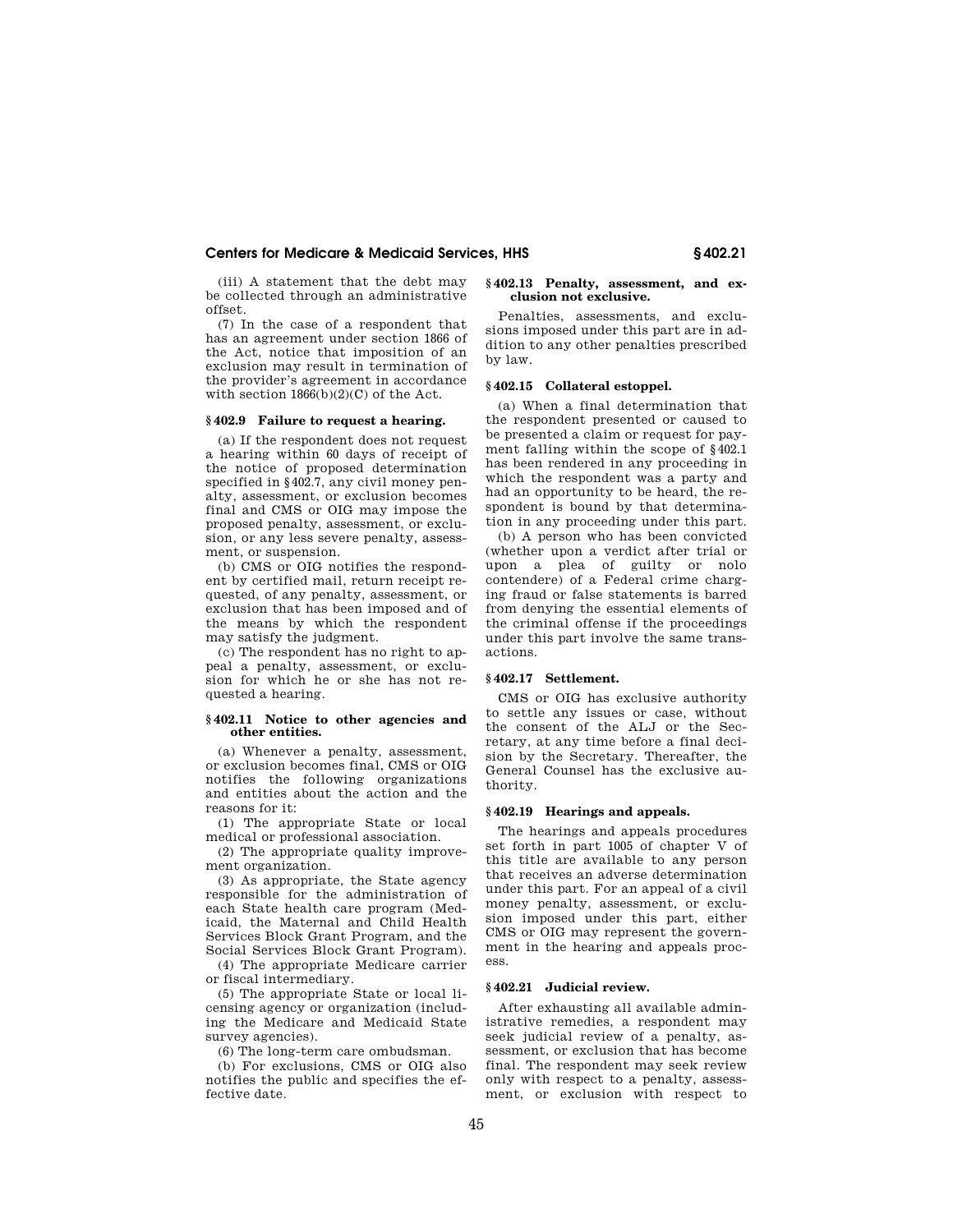(iii) A statement that the debt may be collected through an administrative offset.

(7) In the case of a respondent that has an agreement under section 1866 of the Act, notice that imposition of an exclusion may result in termination of the provider's agreement in accordance with section 1866(b)(2)(C) of the Act.

### § 402.9 Failure to request a hearing.

(a) If the respondent does not request a hearing within 60 days of receipt of the notice of proposed determination specified in § 402.7, any civil money penalty, assessment, or exclusion becomes final and CMS or OIG may impose the proposed penalty, assessment, or exclusion, or any less severe penalty, assessment, or suspension.

(b) CMS or OIG notifies the respondent by certified mail, return receipt requested, of any penalty, assessment, or exclusion that has been imposed and of the means by which the respondent may satisfy the judgment.

(c) The respondent has no right to appeal a penalty, assessment, or exclusion for which he or she has not requested a hearing.

### § 402.11 Notice to other agencies and other entities.

(a) Whenever a penalty, assessment, or exclusion becomes final, CMS or OIG notifies the following organizations and entities about the action and the reasons for it:

(1) The appropriate State or local medical or professional association.

(2) The appropriate quality improvement organization.

(3) As appropriate, the State agency responsible for the administration of each State health care program (Medicaid, the Maternal and Child Health Services Block Grant Program, and the Social Services Block Grant Program).

(4) The appropriate Medicare carrier or fiscal intermediary.

(5) The appropriate State or local licensing agency or organization (including the Medicare and Medicaid State survey agencies).

(6) The long-term care ombudsman.

(b) For exclusions, CMS or OIG also notifies the public and specifies the effective date.

### § 402.13 Penalty, assessment, and exclusion not exclusive.

Penalties, assessments, and exclusions imposed under this part are in addition to any other penalties prescribed by law.

### § 402.15 Collateral estoppel.

(a) When a final determination that the respondent presented or caused to be presented a claim or request for payment falling within the scope of § 402.1 has been rendered in any proceeding in which the respondent was a party and had an opportunity to be heard, the respondent is bound by that determination in any proceeding under this part.

(b) A person who has been convicted (whether upon a verdict after trial or upon a plea of guilty or nolo contendere) of a Federal crime charging fraud or false statements is barred from denying the essential elements of the criminal offense if the proceedings under this part involve the same transactions.

### § 402.17 Settlement.

CMS or OIG has exclusive authority to settle any issues or case, without the consent of the ALJ or the Secretary, at any time before a final decision by the Secretary. Thereafter, the General Counsel has the exclusive authority.

### § 402.19 Hearings and appeals.

The hearings and appeals procedures set forth in part 1005 of chapter V of this title are available to any person that receives an adverse determination under this part. For an appeal of a civil money penalty, assessment, or exclusion imposed under this part, either CMS or OIG may represent the government in the hearing and appeals process.

### § 402.21 Judicial review.

After exhausting all available administrative remedies, a respondent may seek judicial review of a penalty, assessment, or exclusion that has become final. The respondent may seek review only with respect to a penalty, assessment, or exclusion with respect to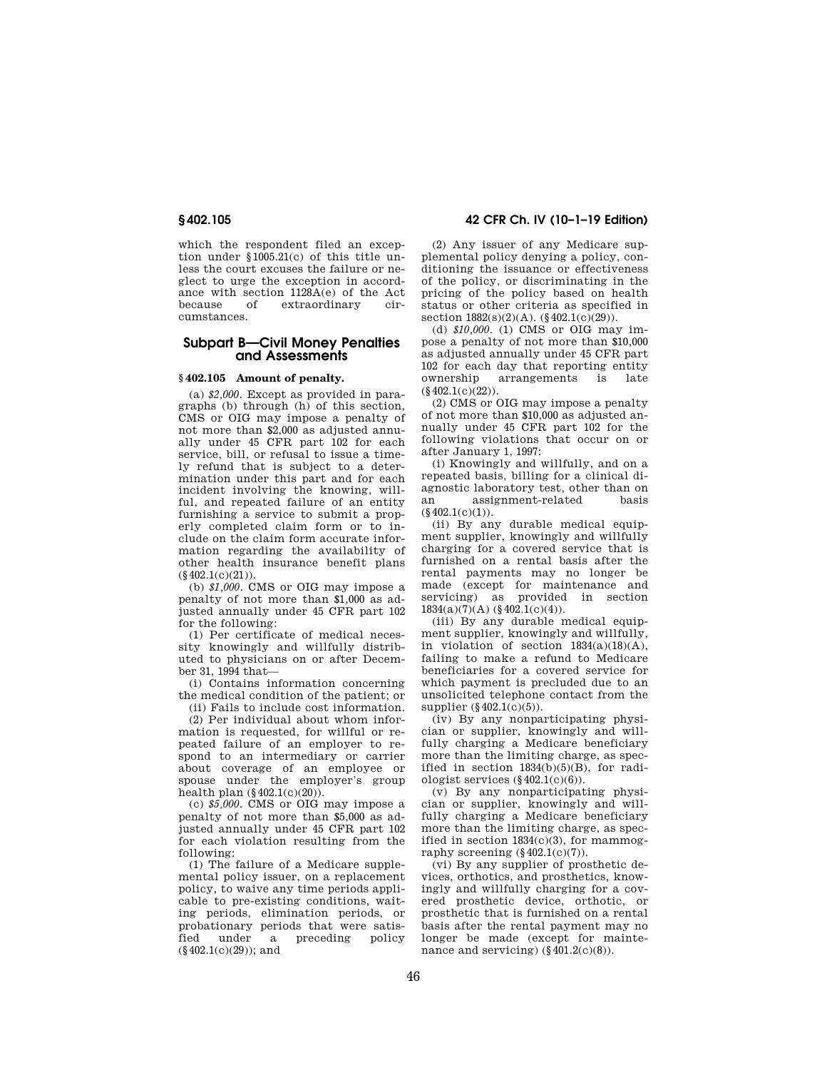which the respondent filed an exception under §1005.21(c) of this title unless the court excuses the failure or neglect to urge the exception in accordance with section 1128A(e) of the Act because of extraordinary circumstances.

## Subpart B—Civil Money Penalties and Assessments

### §402.105 Amount of penalty.

(a) *$2,000.* Except as provided in paragraphs (b) through (h) of this section, CMS or OIG may impose a penalty of not more than $2,000 as adjusted annually under 45 CFR part 102 for each service, bill, or refusal to issue a timely refund that is subject to a determination under this part and for each incident involving the knowing, willful, and repeated failure of an entity furnishing a service to submit a properly completed claim form or to include on the claim form accurate information regarding the availability of other health insurance benefit plans (§402.1(c)(21)).

(b) *$1,000.* CMS or OIG may impose a penalty of not more than $1,000 as adjusted annually under 45 CFR part 102 for the following:

(1) Per certificate of medical necessity knowingly and willfully distributed to physicians on or after December 31, 1994 that—

(i) Contains information concerning the medical condition of the patient; or

(ii) Fails to include cost information.

(2) Per individual about whom information is requested, for willful or repeated failure of an employer to respond to an intermediary or carrier about coverage of an employee or spouse under the employer's group health plan (§402.1(c)(20)).

(c) *$5,000.* CMS or OIG may impose a penalty of not more than $5,000 as adjusted annually under 45 CFR part 102 for each violation resulting from the following:

(1) The failure of a Medicare supplemental policy issuer, on a replacement policy, to waive any time periods applicable to pre-existing conditions, waiting periods, elimination periods, or probationary periods that were satisfied under a preceding policy (§402.1(c)(29)); and

(2) Any issuer of any Medicare supplemental policy denying a policy, conditioning the issuance or effectiveness of the policy, or discriminating in the pricing of the policy based on health status or other criteria as specified in section 1882(s)(2)(A). (§402.1(c)(29)).

(d) *$10,000.* (1) CMS or OIG may impose a penalty of not more than $10,000 as adjusted annually under 45 CFR part 102 for each day that reporting entity ownership arrangements is late (§402.1(c)(22)).

(2) CMS or OIG may impose a penalty of not more than $10,000 as adjusted annually under 45 CFR part 102 for the following violations that occur on or after January 1, 1997:

(i) Knowingly and willfully, and on a repeated basis, billing for a clinical diagnostic laboratory test, other than on an assignment-related basis (§402.1(c)(1)).

(ii) By any durable medical equipment supplier, knowingly and willfully charging for a covered service that is furnished on a rental basis after the rental payments may no longer be made (except for maintenance and servicing) as provided in section 1834(a)(7)(A) (§402.1(c)(4)).

(iii) By any durable medical equipment supplier, knowingly and willfully, in violation of section 1834(a)(18)(A), failing to make a refund to Medicare beneficiaries for a covered service for which payment is precluded due to an unsolicited telephone contact from the supplier (§402.1(c)(5)).

(iv) By any nonparticipating physician or supplier, knowingly and willfully charging a Medicare beneficiary more than the limiting charge, as specified in section 1834(b)(5)(B), for radiologist services (§402.1(c)(6)).

(v) By any nonparticipating physician or supplier, knowingly and willfully charging a Medicare beneficiary more than the limiting charge, as specified in section 1834(c)(3), for mammography screening (§402.1(c)(7)).

(vi) By any supplier of prosthetic devices, orthotics, and prosthetics, knowingly and willfully charging for a covered prosthetic device, orthotic, or prosthetic that is furnished on a rental basis after the rental payment may no longer be made (except for maintenance and servicing) (§401.2(c)(8)).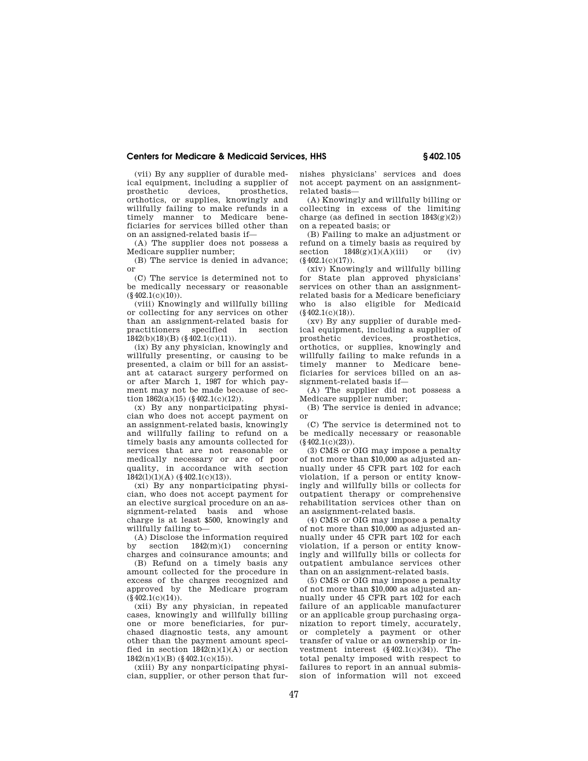(vii) By any supplier of durable medical equipment, including a supplier of prosthetic devices, prosthetics, orthotics, or supplies, knowingly and willfully failing to make refunds in a timely manner to Medicare beneficiaries for services billed other than on an assigned-related basis if—

(A) The supplier does not possess a Medicare supplier number;

(B) The service is denied in advance; or

(C) The service is determined not to be medically necessary or reasonable (§402.1(c)(10)).

(viii) Knowingly and willfully billing or collecting for any services on other than an assignment-related basis for practitioners specified in section 1842(b)(18)(B) (§402.1(c)(11)).

(ix) By any physician, knowingly and willfully presenting, or causing to be presented, a claim or bill for an assistant at cataract surgery performed on or after March 1, 1987 for which payment may not be made because of section 1862(a)(15) (§402.1(c)(12)).

(x) By any nonparticipating physician who does not accept payment on an assignment-related basis, knowingly and willfully failing to refund on a timely basis any amounts collected for services that are not reasonable or medically necessary or are of poor quality, in accordance with section 1842(l)(1)(A) (§402.1(c)(13)).

(xi) By any nonparticipating physician, who does not accept payment for an elective surgical procedure on an assignment-related basis and whose charge is at least $500, knowingly and willfully failing to—

(A) Disclose the information required by section 1842(m)(1) concerning charges and coinsurance amounts; and

(B) Refund on a timely basis any amount collected for the procedure in excess of the charges recognized and approved by the Medicare program (§402.1(c)(14)).

(xii) By any physician, in repeated cases, knowingly and willfully billing one or more beneficiaries, for purchased diagnostic tests, any amount other than the payment amount specified in section 1842(n)(1)(A) or section 1842(n)(1)(B) (§402.1(c)(15)).

(xiii) By any nonparticipating physician, supplier, or other person that furnishes physicians' services and does not accept payment on an assignment-related basis—

(A) Knowingly and willfully billing or collecting in excess of the limiting charge (as defined in section 1843(g)(2)) on a repeated basis; or

(B) Failing to make an adjustment or refund on a timely basis as required by section 1848(g)(1)(A)(iii) or (iv) (§402.1(c)(17)).

(xiv) Knowingly and willfully billing for State plan approved physicians' services on other than an assignment-related basis for a Medicare beneficiary who is also eligible for Medicaid (§402.1(c)(18)).

(xv) By any supplier of durable medical equipment, including a supplier of prosthetic devices, prosthetics, orthotics, or supplies, knowingly and willfully failing to make refunds in a timely manner to Medicare beneficiaries for services billed on an assignment-related basis if—

(A) The supplier did not possess a Medicare supplier number;

(B) The service is denied in advance; or

(C) The service is determined not to be medically necessary or reasonable (§402.1(c)(23)).

(3) CMS or OIG may impose a penalty of not more than $10,000 as adjusted annually under 45 CFR part 102 for each violation, if a person or entity knowingly and willfully bills or collects for outpatient therapy or comprehensive rehabilitation services other than on an assignment-related basis.

(4) CMS or OIG may impose a penalty of not more than $10,000 as adjusted annually under 45 CFR part 102 for each violation, if a person or entity knowingly and willfully bills or collects for outpatient ambulance services other than on an assignment-related basis.

(5) CMS or OIG may impose a penalty of not more than $10,000 as adjusted annually under 45 CFR part 102 for each failure of an applicable manufacturer or an applicable group purchasing organization to report timely, accurately, or completely a payment or other transfer of value or an ownership or investment interest (§402.1(c)(34)). The total penalty imposed with respect to failures to report in an annual submission of information will not exceed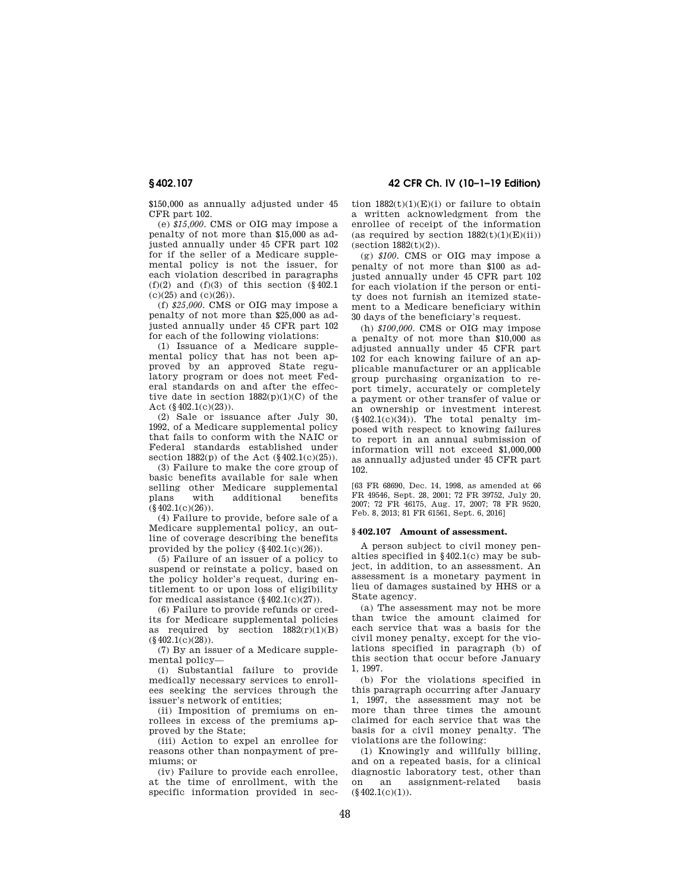$150,000 as annually adjusted under 45 CFR part 102.

(e) *$15,000*. CMS or OIG may impose a penalty of not more than $15,000 as adjusted annually under 45 CFR part 102 for if the seller of a Medicare supplemental policy is not the issuer, for each violation described in paragraphs (f)(2) and (f)(3) of this section (§402.1 (c)(25) and (c)(26)).

(f) *$25,000*. CMS or OIG may impose a penalty of not more than $25,000 as adjusted annually under 45 CFR part 102 for each of the following violations:

(1) Issuance of a Medicare supplemental policy that has not been approved by an approved State regulatory program or does not meet Federal standards on and after the effective date in section 1882(p)(1)(C) of the Act (§402.1(c)(23)).

(2) Sale or issuance after July 30, 1992, of a Medicare supplemental policy that fails to conform with the NAIC or Federal standards established under section 1882(p) of the Act (§402.1(c)(25)).

(3) Failure to make the core group of basic benefits available for sale when selling other Medicare supplemental plans with additional benefits (§402.1(c)(26)).

(4) Failure to provide, before sale of a Medicare supplemental policy, an outline of coverage describing the benefits provided by the policy (§402.1(c)(26)).

(5) Failure of an issuer of a policy to suspend or reinstate a policy, based on the policy holder's request, during entitlement to or upon loss of eligibility for medical assistance (§402.1(c)(27)).

(6) Failure to provide refunds or credits for Medicare supplemental policies as required by section 1882(r)(1)(B) (§402.1(c)(28)).

(7) By an issuer of a Medicare supplemental policy—

(i) Substantial failure to provide medically necessary services to enrollees seeking the services through the issuer's network of entities;

(ii) Imposition of premiums on enrollees in excess of the premiums approved by the State;

(iii) Action to expel an enrollee for reasons other than nonpayment of premiums; or

(iv) Failure to provide each enrollee, at the time of enrollment, with the specific information provided in section 1882(t)(1)(E)(i) or failure to obtain a written acknowledgment from the enrollee of receipt of the information (as required by section 1882(t)(1)(E)(ii)) (section 1882(t)(2)).

(g) *$100*. CMS or OIG may impose a penalty of not more than $100 as adjusted annually under 45 CFR part 102 for each violation if the person or entity does not furnish an itemized statement to a Medicare beneficiary within 30 days of the beneficiary's request.

(h) *$100,000*. CMS or OIG may impose a penalty of not more than $10,000 as adjusted annually under 45 CFR part 102 for each knowing failure of an applicable manufacturer or an applicable group purchasing organization to report timely, accurately or completely a payment or other transfer of value or an ownership or investment interest (§402.1(c)(34)). The total penalty imposed with respect to knowing failures to report in an annual submission of information will not exceed $1,000,000 as annually adjusted under 45 CFR part 102.

[63 FR 68690, Dec. 14, 1998, as amended at 66 FR 49546, Sept. 28, 2001; 72 FR 39752, July 20, 2007; 72 FR 46175, Aug. 17, 2007; 78 FR 9520, Feb. 8, 2013; 81 FR 61561, Sept. 6, 2016]

## §402.107 Amount of assessment.

A person subject to civil money penalties specified in §402.1(c) may be subject, in addition, to an assessment. An assessment is a monetary payment in lieu of damages sustained by HHS or a State agency.

(a) The assessment may not be more than twice the amount claimed for each service that was a basis for the civil money penalty, except for the violations specified in paragraph (b) of this section that occur before January 1, 1997.

(b) For the violations specified in this paragraph occurring after January 1, 1997, the assessment may not be more than three times the amount claimed for each service that was the basis for a civil money penalty. The violations are the following:

(1) Knowingly and willfully billing, and on a repeated basis, for a clinical diagnostic laboratory test, other than on an assignment-related basis (§402.1(c)(1)).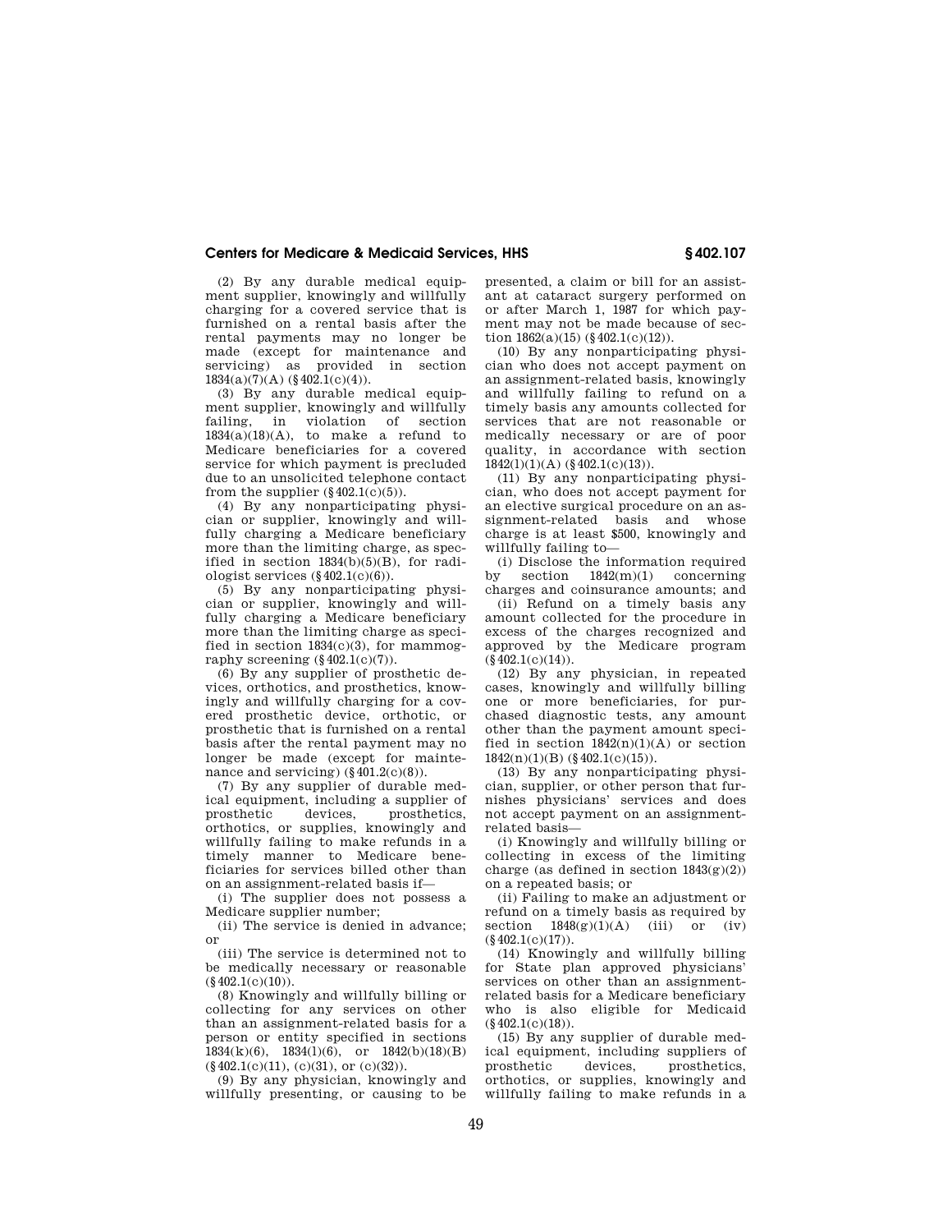(2) By any durable medical equipment supplier, knowingly and willfully charging for a covered service that is furnished on a rental basis after the rental payments may no longer be made (except for maintenance and servicing) as provided in section 1834(a)(7)(A) (§402.1(c)(4)).

(3) By any durable medical equipment supplier, knowingly and willfully failing, in violation of section 1834(a)(18)(A), to make a refund to Medicare beneficiaries for a covered service for which payment is precluded due to an unsolicited telephone contact from the supplier (§402.1(c)(5)).

(4) By any nonparticipating physician or supplier, knowingly and willfully charging a Medicare beneficiary more than the limiting charge, as specified in section 1834(b)(5)(B), for radiologist services (§402.1(c)(6)).

(5) By any nonparticipating physician or supplier, knowingly and willfully charging a Medicare beneficiary more than the limiting charge as specified in section 1834(c)(3), for mammography screening (§402.1(c)(7)).

(6) By any supplier of prosthetic devices, orthotics, and prosthetics, knowingly and willfully charging for a covered prosthetic device, orthotic, or prosthetic that is furnished on a rental basis after the rental payment may no longer be made (except for maintenance and servicing) (§401.2(c)(8)).

(7) By any supplier of durable medical equipment, including a supplier of prosthetic devices, prosthetics, orthotics, or supplies, knowingly and willfully failing to make refunds in a timely manner to Medicare beneficiaries for services billed other than on an assignment-related basis if—

(i) The supplier does not possess a Medicare supplier number;

(ii) The service is denied in advance; or

(iii) The service is determined not to be medically necessary or reasonable (§402.1(c)(10)).

(8) Knowingly and willfully billing or collecting for any services on other than an assignment-related basis for a person or entity specified in sections 1834(k)(6), 1834(l)(6), or 1842(b)(18)(B) (§402.1(c)(11), (c)(31), or (c)(32)).

(9) By any physician, knowingly and willfully presenting, or causing to be presented, a claim or bill for an assistant at cataract surgery performed on or after March 1, 1987 for which payment may not be made because of section 1862(a)(15) (§402.1(c)(12)).

(10) By any nonparticipating physician who does not accept payment on an assignment-related basis, knowingly and willfully failing to refund on a timely basis any amounts collected for services that are not reasonable or medically necessary or are of poor quality, in accordance with section 1842(l)(1)(A) (§402.1(c)(13)).

(11) By any nonparticipating physician, who does not accept payment for an elective surgical procedure on an assignment-related basis and whose charge is at least $500, knowingly and willfully failing to—

(i) Disclose the information required by section 1842(m)(1) concerning charges and coinsurance amounts; and

(ii) Refund on a timely basis any amount collected for the procedure in excess of the charges recognized and approved by the Medicare program (§402.1(c)(14)).

(12) By any physician, in repeated cases, knowingly and willfully billing one or more beneficiaries, for purchased diagnostic tests, any amount other than the payment amount specified in section 1842(n)(1)(A) or section 1842(n)(1)(B) (§402.1(c)(15)).

(13) By any nonparticipating physician, supplier, or other person that furnishes physicians' services and does not accept payment on an assignment-related basis—

(i) Knowingly and willfully billing or collecting in excess of the limiting charge (as defined in section 1843(g)(2)) on a repeated basis; or

(ii) Failing to make an adjustment or refund on a timely basis as required by section 1848(g)(1)(A) (iii) or (iv) (§402.1(c)(17)).

(14) Knowingly and willfully billing for State plan approved physicians' services on other than an assignment-related basis for a Medicare beneficiary who is also eligible for Medicaid (§402.1(c)(18)).

(15) By any supplier of durable medical equipment, including suppliers of prosthetic devices, prosthetics, orthotics, or supplies, knowingly and willfully failing to make refunds in a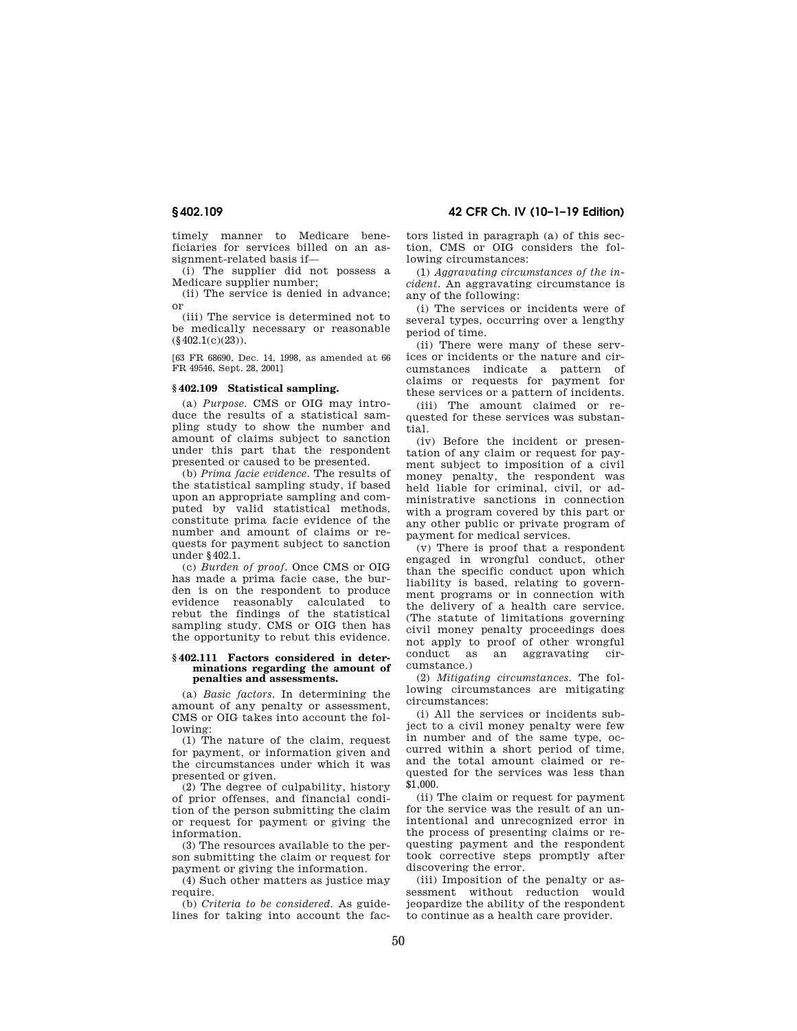timely manner to Medicare beneficiaries for services billed on an assignment-related basis if—

(i) The supplier did not possess a Medicare supplier number;

(ii) The service is denied in advance; or

(iii) The service is determined not to be medically necessary or reasonable (§402.1(c)(23)).

[63 FR 68690, Dec. 14, 1998, as amended at 66 FR 49546, Sept. 28, 2001]

### §402.109 Statistical sampling.

(a) *Purpose.* CMS or OIG may introduce the results of a statistical sampling study to show the number and amount of claims subject to sanction under this part that the respondent presented or caused to be presented.

(b) *Prima facie evidence.* The results of the statistical sampling study, if based upon an appropriate sampling and computed by valid statistical methods, constitute prima facie evidence of the number and amount of claims or requests for payment subject to sanction under §402.1.

(c) *Burden of proof.* Once CMS or OIG has made a prima facie case, the burden is on the respondent to produce evidence reasonably calculated to rebut the findings of the statistical sampling study. CMS or OIG then has the opportunity to rebut this evidence.

### §402.111 Factors considered in determinations regarding the amount of penalties and assessments.

(a) *Basic factors.* In determining the amount of any penalty or assessment, CMS or OIG takes into account the following:

(1) The nature of the claim, request for payment, or information given and the circumstances under which it was presented or given.

(2) The degree of culpability, history of prior offenses, and financial condition of the person submitting the claim or request for payment or giving the information.

(3) The resources available to the person submitting the claim or request for payment or giving the information.

(4) Such other matters as justice may require.

(b) *Criteria to be considered.* As guidelines for taking into account the factors listed in paragraph (a) of this section, CMS or OIG considers the following circumstances:

(1) *Aggravating circumstances of the incident.* An aggravating circumstance is any of the following:

(i) The services or incidents were of several types, occurring over a lengthy period of time.

(ii) There were many of these services or incidents or the nature and circumstances indicate a pattern of claims or requests for payment for these services or a pattern of incidents.

(iii) The amount claimed or requested for these services was substantial.

(iv) Before the incident or presentation of any claim or request for payment subject to imposition of a civil money penalty, the respondent was held liable for criminal, civil, or administrative sanctions in connection with a program covered by this part or any other public or private program of payment for medical services.

(v) There is proof that a respondent engaged in wrongful conduct, other than the specific conduct upon which liability is based, relating to government programs or in connection with the delivery of a health care service. (The statute of limitations governing civil money penalty proceedings does not apply to proof of other wrongful conduct as an aggravating circumstance.)

(2) *Mitigating circumstances.* The following circumstances are mitigating circumstances:

(i) All the services or incidents subject to a civil money penalty were few in number and of the same type, occurred within a short period of time, and the total amount claimed or requested for the services was less than $1,000.

(ii) The claim or request for payment for the service was the result of an unintentional and unrecognized error in the process of presenting claims or requesting payment and the respondent took corrective steps promptly after discovering the error.

(iii) Imposition of the penalty or assessment without reduction would jeopardize the ability of the respondent to continue as a health care provider.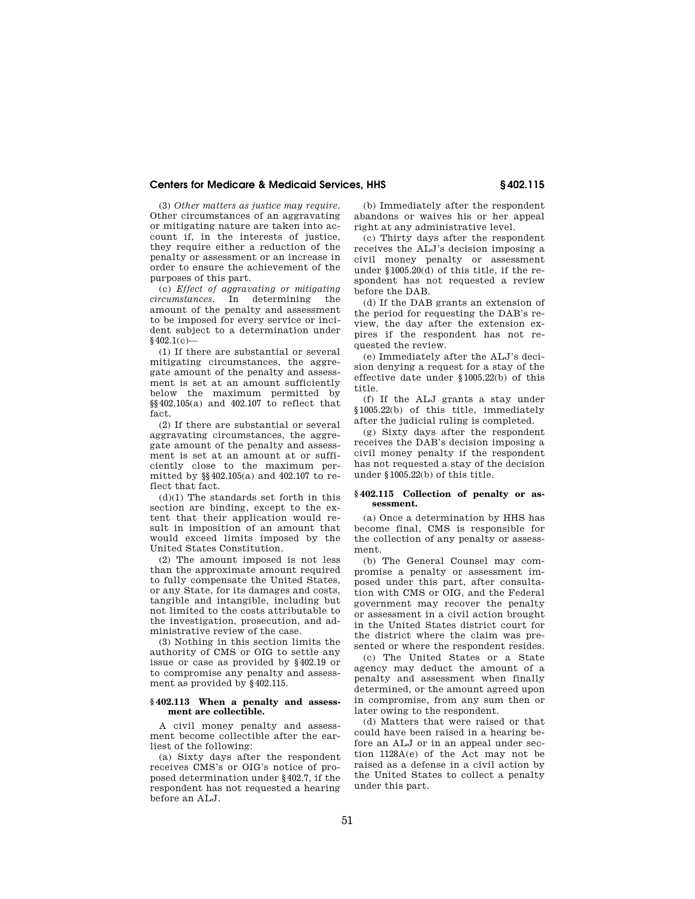(3) *Other matters as justice may require.* Other circumstances of an aggravating or mitigating nature are taken into account if, in the interests of justice, they require either a reduction of the penalty or assessment or an increase in order to ensure the achievement of the purposes of this part.

(c) *Effect of aggravating or mitigating circumstances.* In determining the amount of the penalty and assessment to be imposed for every service or incident subject to a determination under §402.1(c)—

(1) If there are substantial or several mitigating circumstances, the aggregate amount of the penalty and assessment is set at an amount sufficiently below the maximum permitted by §§402.105(a) and 402.107 to reflect that fact.

(2) If there are substantial or several aggravating circumstances, the aggregate amount of the penalty and assessment is set at an amount at or sufficiently close to the maximum permitted by §§402.105(a) and 402.107 to reflect that fact.

(d)(1) The standards set forth in this section are binding, except to the extent that their application would result in imposition of an amount that would exceed limits imposed by the United States Constitution.

(2) The amount imposed is not less than the approximate amount required to fully compensate the United States, or any State, for its damages and costs, tangible and intangible, including but not limited to the costs attributable to the investigation, prosecution, and administrative review of the case.

(3) Nothing in this section limits the authority of CMS or OIG to settle any issue or case as provided by §402.19 or to compromise any penalty and assessment as provided by §402.115.

### §402.113 When a penalty and assessment are collectible.

A civil money penalty and assessment become collectible after the earliest of the following:

(a) Sixty days after the respondent receives CMS's or OIG's notice of proposed determination under §402.7, if the respondent has not requested a hearing before an ALJ.

(b) Immediately after the respondent abandons or waives his or her appeal right at any administrative level.

(c) Thirty days after the respondent receives the ALJ's decision imposing a civil money penalty or assessment under §1005.20(d) of this title, if the respondent has not requested a review before the DAB.

(d) If the DAB grants an extension of the period for requesting the DAB's review, the day after the extension expires if the respondent has not requested the review.

(e) Immediately after the ALJ's decision denying a request for a stay of the effective date under §1005.22(b) of this title.

(f) If the ALJ grants a stay under §1005.22(b) of this title, immediately after the judicial ruling is completed.

(g) Sixty days after the respondent receives the DAB's decision imposing a civil money penalty if the respondent has not requested a stay of the decision under §1005.22(b) of this title.

### §402.115 Collection of penalty or assessment.

(a) Once a determination by HHS has become final, CMS is responsible for the collection of any penalty or assessment.

(b) The General Counsel may compromise a penalty or assessment imposed under this part, after consultation with CMS or OIG, and the Federal government may recover the penalty or assessment in a civil action brought in the United States district court for the district where the claim was presented or where the respondent resides.

(c) The United States or a State agency may deduct the amount of a penalty and assessment when finally determined, or the amount agreed upon in compromise, from any sum then or later owing to the respondent.

(d) Matters that were raised or that could have been raised in a hearing before an ALJ or in an appeal under section 1128A(e) of the Act may not be raised as a defense in a civil action by the United States to collect a penalty under this part.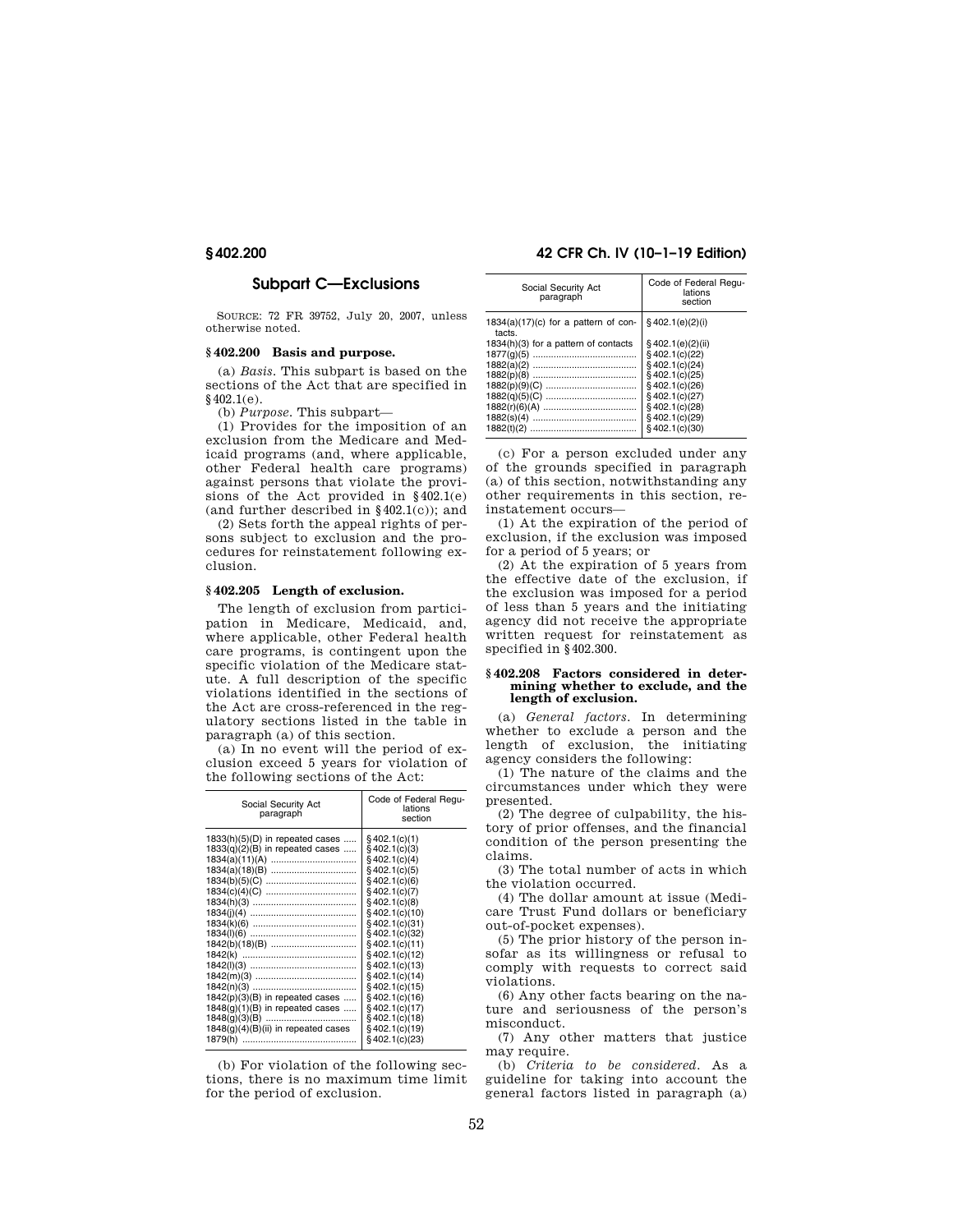## Subpart C—Exclusions

SOURCE: 72 FR 39752, July 20, 2007, unless otherwise noted.

### § 402.200 Basis and purpose.

(a) *Basis*. This subpart is based on the sections of the Act that are specified in § 402.1(e).

(b) *Purpose*. This subpart—

(1) Provides for the imposition of an exclusion from the Medicare and Medicaid programs (and, where applicable, other Federal health care programs) against persons that violate the provisions of the Act provided in § 402.1(e) (and further described in § 402.1(c)); and

(2) Sets forth the appeal rights of persons subject to exclusion and the procedures for reinstatement following exclusion.

### § 402.205 Length of exclusion.

The length of exclusion from participation in Medicare, Medicaid, and, where applicable, other Federal health care programs, is contingent upon the specific violation of the Medicare statute. A full description of the specific violations identified in the sections of the Act are cross-referenced in the regulatory sections listed in the table in paragraph (a) of this section.

(a) In no event will the period of exclusion exceed 5 years for violation of the following sections of the Act:

| Social Security Act paragraph | Code of Federal Regulations section |
|---|---|
| 1833(h)(5)(D) in repeated cases | § 402.1(c)(1) |
| 1833(q)(2)(B) in repeated cases | § 402.1(c)(3) |
| 1834(a)(11)(A) | § 402.1(c)(4) |
| 1834(a)(18)(B) | § 402.1(c)(5) |
| 1834(b)(5)(C) | § 402.1(c)(6) |
| 1834(c)(4)(C) | § 402.1(c)(7) |
| 1834(h)(3) | § 402.1(c)(8) |
| 1834(j)(4) | § 402.1(c)(10) |
| 1834(k)(6) | § 402.1(c)(31) |
| 1834(l)(6) | § 402.1(c)(32) |
| 1842(b)(18)(B) | § 402.1(c)(11) |
| 1842(k) | § 402.1(c)(12) |
| 1842(l)(3) | § 402.1(c)(13) |
| 1842(m)(3) | § 402.1(c)(14) |
| 1842(n)(3) | § 402.1(c)(15) |
| 1842(p)(3)(B) in repeated cases | § 402.1(c)(16) |
| 1848(g)(1)(B) in repeated cases | § 402.1(c)(17) |
| 1848(g)(3)(B) | § 402.1(c)(18) |
| 1848(g)(4)(B)(ii) in repeated cases | § 402.1(c)(19) |
| 1879(h) | § 402.1(c)(23) |

(b) For violation of the following sections, there is no maximum time limit for the period of exclusion.

| Social Security Act paragraph | Code of Federal Regulations section |
|---|---|
| 1834(a)(17)(c) for a pattern of contacts. | § 402.1(e)(2)(i) |
| 1834(h)(3) for a pattern of contacts | § 402.1(e)(2)(ii) |
| 1877(g)(5) | § 402.1(c)(22) |
| 1882(a)(2) | § 402.1(c)(24) |
| 1882(p)(8) | § 402.1(c)(25) |
| 1882(p)(9)(C) | § 402.1(c)(26) |
| 1882(q)(5)(C) | § 402.1(c)(27) |
| 1882(r)(6)(A) | § 402.1(c)(28) |
| 1882(s)(4) | § 402.1(c)(29) |
| 1882(t)(2) | § 402.1(c)(30) |

(c) For a person excluded under any of the grounds specified in paragraph (a) of this section, notwithstanding any other requirements in this section, reinstatement occurs—

(1) At the expiration of the period of exclusion, if the exclusion was imposed for a period of 5 years; or

(2) At the expiration of 5 years from the effective date of the exclusion, if the exclusion was imposed for a period of less than 5 years and the initiating agency did not receive the appropriate written request for reinstatement as specified in § 402.300.

### § 402.208 Factors considered in determining whether to exclude, and the length of exclusion.

(a) *General factors*. In determining whether to exclude a person and the length of exclusion, the initiating agency considers the following:

(1) The nature of the claims and the circumstances under which they were presented.

(2) The degree of culpability, the history of prior offenses, and the financial condition of the person presenting the claims.

(3) The total number of acts in which the violation occurred.

(4) The dollar amount at issue (Medicare Trust Fund dollars or beneficiary out-of-pocket expenses).

(5) The prior history of the person insofar as its willingness or refusal to comply with requests to correct said violations.

(6) Any other facts bearing on the nature and seriousness of the person's misconduct.

(7) Any other matters that justice may require.

(b) *Criteria to be considered*. As a guideline for taking into account the general factors listed in paragraph (a)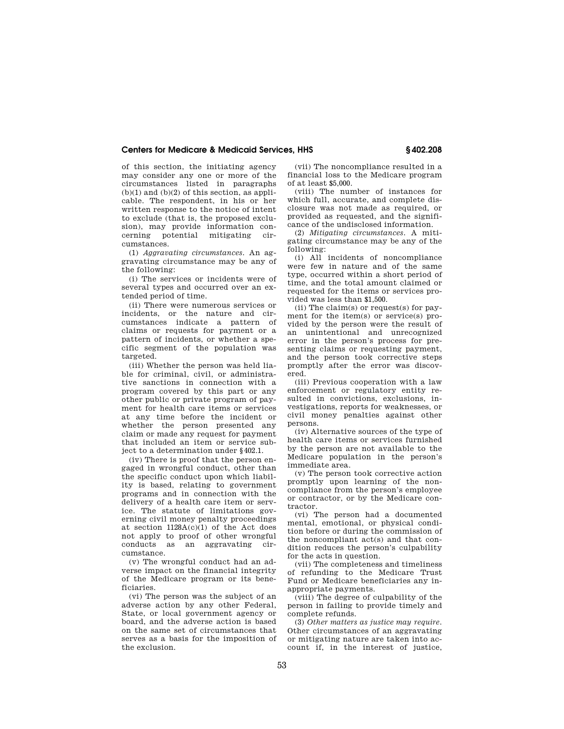of this section, the initiating agency may consider any one or more of the circumstances listed in paragraphs (b)(1) and (b)(2) of this section, as applicable. The respondent, in his or her written response to the notice of intent to exclude (that is, the proposed exclusion), may provide information concerning potential mitigating circumstances.

(1) *Aggravating circumstances.* An aggravating circumstance may be any of the following:

(i) The services or incidents were of several types and occurred over an extended period of time.

(ii) There were numerous services or incidents, or the nature and circumstances indicate a pattern of claims or requests for payment or a pattern of incidents, or whether a specific segment of the population was targeted.

(iii) Whether the person was held liable for criminal, civil, or administrative sanctions in connection with a program covered by this part or any other public or private program of payment for health care items or services at any time before the incident or whether the person presented any claim or made any request for payment that included an item or service subject to a determination under §402.1.

(iv) There is proof that the person engaged in wrongful conduct, other than the specific conduct upon which liability is based, relating to government programs and in connection with the delivery of a health care item or service. The statute of limitations governing civil money penalty proceedings at section 1128A(c)(1) of the Act does not apply to proof of other wrongful conducts as an aggravating circumstance.

(v) The wrongful conduct had an adverse impact on the financial integrity of the Medicare program or its beneficiaries.

(vi) The person was the subject of an adverse action by any other Federal, State, or local government agency or board, and the adverse action is based on the same set of circumstances that serves as a basis for the imposition of the exclusion.

(vii) The noncompliance resulted in a financial loss to the Medicare program of at least $5,000.

(viii) The number of instances for which full, accurate, and complete disclosure was not made as required, or provided as requested, and the significance of the undisclosed information.

(2) *Mitigating circumstances.* A mitigating circumstance may be any of the following:

(i) All incidents of noncompliance were few in nature and of the same type, occurred within a short period of time, and the total amount claimed or requested for the items or services provided was less than $1,500.

(ii) The claim(s) or request(s) for payment for the item(s) or service(s) provided by the person were the result of an unintentional and unrecognized error in the person's process for presenting claims or requesting payment, and the person took corrective steps promptly after the error was discovered.

(iii) Previous cooperation with a law enforcement or regulatory entity resulted in convictions, exclusions, investigations, reports for weaknesses, or civil money penalties against other persons.

(iv) Alternative sources of the type of health care items or services furnished by the person are not available to the Medicare population in the person's immediate area.

(v) The person took corrective action promptly upon learning of the noncompliance from the person's employee or contractor, or by the Medicare contractor.

(vi) The person had a documented mental, emotional, or physical condition before or during the commission of the noncompliant act(s) and that condition reduces the person's culpability for the acts in question.

(vii) The completeness and timeliness of refunding to the Medicare Trust Fund or Medicare beneficiaries any inappropriate payments.

(viii) The degree of culpability of the person in failing to provide timely and complete refunds.

(3) *Other matters as justice may require.* Other circumstances of an aggravating or mitigating nature are taken into account if, in the interest of justice,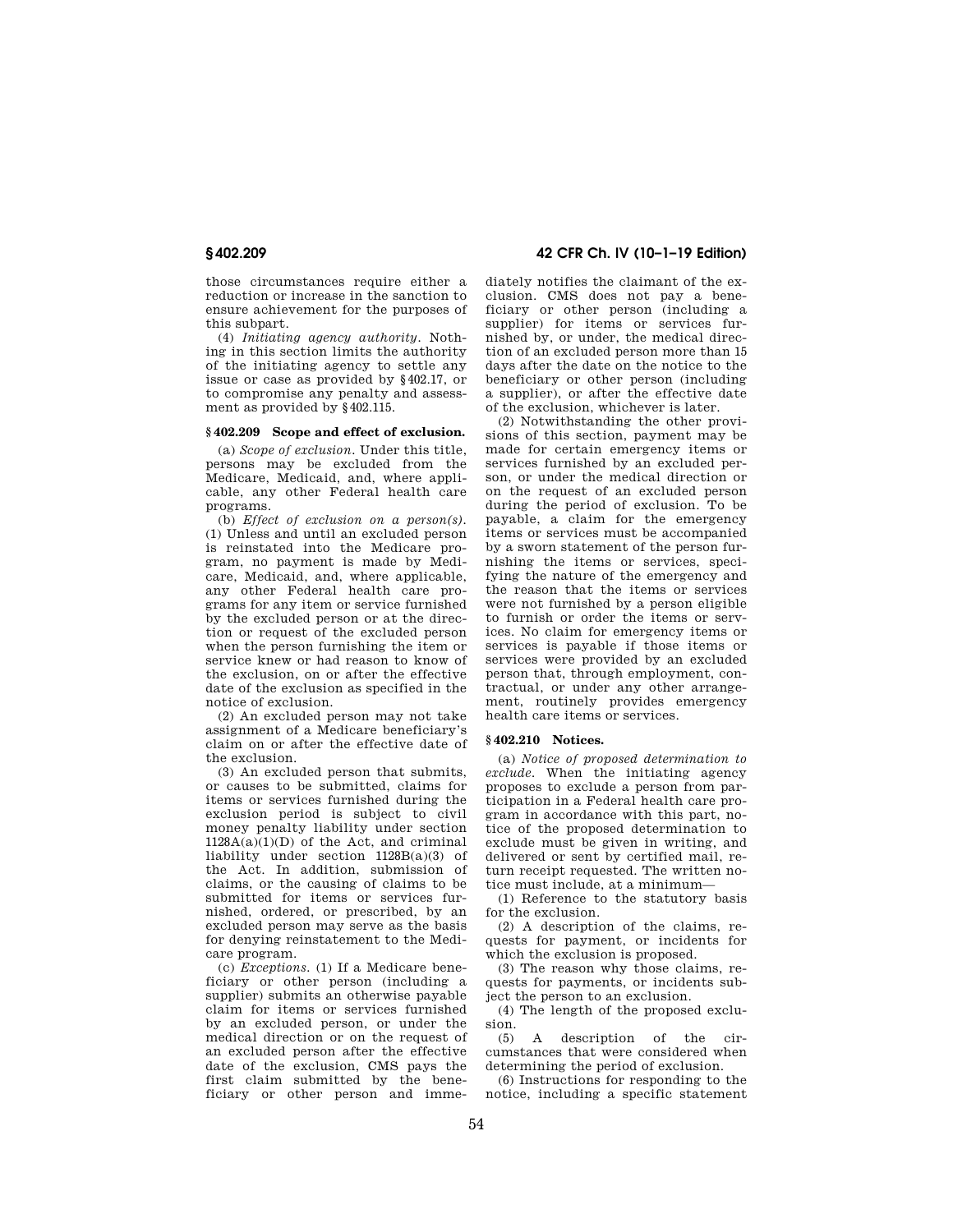those circumstances require either a reduction or increase in the sanction to ensure achievement for the purposes of this subpart.

(4) *Initiating agency authority.* Nothing in this section limits the authority of the initiating agency to settle any issue or case as provided by §402.17, or to compromise any penalty and assessment as provided by §402.115.

### §402.209 Scope and effect of exclusion.

(a) *Scope of exclusion.* Under this title, persons may be excluded from the Medicare, Medicaid, and, where applicable, any other Federal health care programs.

(b) *Effect of exclusion on a person(s).* (1) Unless and until an excluded person is reinstated into the Medicare program, no payment is made by Medicare, Medicaid, and, where applicable, any other Federal health care programs for any item or service furnished by the excluded person or at the direction or request of the excluded person when the person furnishing the item or service knew or had reason to know of the exclusion, on or after the effective date of the exclusion as specified in the notice of exclusion.

(2) An excluded person may not take assignment of a Medicare beneficiary's claim on or after the effective date of the exclusion.

(3) An excluded person that submits, or causes to be submitted, claims for items or services furnished during the exclusion period is subject to civil money penalty liability under section 1128A(a)(1)(D) of the Act, and criminal liability under section 1128B(a)(3) of the Act. In addition, submission of claims, or the causing of claims to be submitted for items or services furnished, ordered, or prescribed, by an excluded person may serve as the basis for denying reinstatement to the Medicare program.

(c) *Exceptions.* (1) If a Medicare beneficiary or other person (including a supplier) submits an otherwise payable claim for items or services furnished by an excluded person, or under the medical direction or on the request of an excluded person after the effective date of the exclusion, CMS pays the first claim submitted by the beneficiary or other person and immediately notifies the claimant of the exclusion. CMS does not pay a beneficiary or other person (including a supplier) for items or services furnished by, or under, the medical direction of an excluded person more than 15 days after the date on the notice to the beneficiary or other person (including a supplier), or after the effective date of the exclusion, whichever is later.

(2) Notwithstanding the other provisions of this section, payment may be made for certain emergency items or services furnished by an excluded person, or under the medical direction or on the request of an excluded person during the period of exclusion. To be payable, a claim for the emergency items or services must be accompanied by a sworn statement of the person furnishing the items or services, specifying the nature of the emergency and the reason that the items or services were not furnished by a person eligible to furnish or order the items or services. No claim for emergency items or services is payable if those items or services were provided by an excluded person that, through employment, contractual, or under any other arrangement, routinely provides emergency health care items or services.

### §402.210 Notices.

(a) *Notice of proposed determination to exclude.* When the initiating agency proposes to exclude a person from participation in a Federal health care program in accordance with this part, notice of the proposed determination to exclude must be given in writing, and delivered or sent by certified mail, return receipt requested. The written notice must include, at a minimum—

(1) Reference to the statutory basis for the exclusion.

(2) A description of the claims, requests for payment, or incidents for which the exclusion is proposed.

(3) The reason why those claims, requests for payments, or incidents subject the person to an exclusion.

(4) The length of the proposed exclusion.

(5) A description of the circumstances that were considered when determining the period of exclusion.

(6) Instructions for responding to the notice, including a specific statement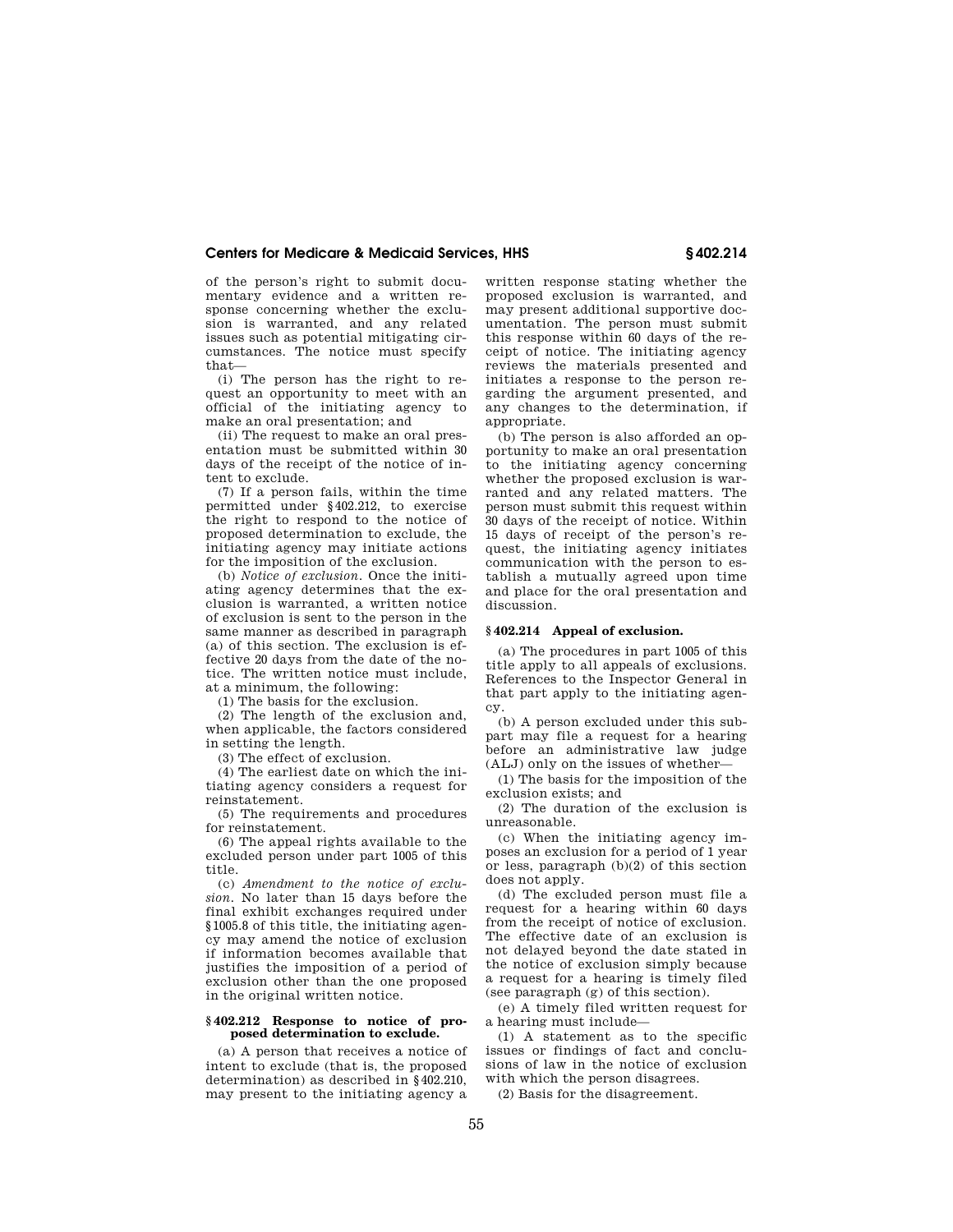of the person's right to submit documentary evidence and a written response concerning whether the exclusion is warranted, and any related issues such as potential mitigating circumstances. The notice must specify that—

(i) The person has the right to request an opportunity to meet with an official of the initiating agency to make an oral presentation; and

(ii) The request to make an oral presentation must be submitted within 30 days of the receipt of the notice of intent to exclude.

(7) If a person fails, within the time permitted under §402.212, to exercise the right to respond to the notice of proposed determination to exclude, the initiating agency may initiate actions for the imposition of the exclusion.

(b) *Notice of exclusion.* Once the initiating agency determines that the exclusion is warranted, a written notice of exclusion is sent to the person in the same manner as described in paragraph (a) of this section. The exclusion is effective 20 days from the date of the notice. The written notice must include, at a minimum, the following:

(1) The basis for the exclusion.

(2) The length of the exclusion and, when applicable, the factors considered in setting the length.

(3) The effect of exclusion.

(4) The earliest date on which the initiating agency considers a request for reinstatement.

(5) The requirements and procedures for reinstatement.

(6) The appeal rights available to the excluded person under part 1005 of this title.

(c) *Amendment to the notice of exclusion.* No later than 15 days before the final exhibit exchanges required under §1005.8 of this title, the initiating agency may amend the notice of exclusion if information becomes available that justifies the imposition of a period of exclusion other than the one proposed in the original written notice.

### §402.212 Response to notice of proposed determination to exclude.

(a) A person that receives a notice of intent to exclude (that is, the proposed determination) as described in §402.210, may present to the initiating agency a written response stating whether the proposed exclusion is warranted, and may present additional supportive documentation. The person must submit this response within 60 days of the receipt of notice. The initiating agency reviews the materials presented and initiates a response to the person regarding the argument presented, and any changes to the determination, if appropriate.

(b) The person is also afforded an opportunity to make an oral presentation to the initiating agency concerning whether the proposed exclusion is warranted and any related matters. The person must submit this request within 30 days of the receipt of notice. Within 15 days of receipt of the person's request, the initiating agency initiates communication with the person to establish a mutually agreed upon time and place for the oral presentation and discussion.

### §402.214 Appeal of exclusion.

(a) The procedures in part 1005 of this title apply to all appeals of exclusions. References to the Inspector General in that part apply to the initiating agency.

(b) A person excluded under this subpart may file a request for a hearing before an administrative law judge (ALJ) only on the issues of whether—

(1) The basis for the imposition of the exclusion exists; and

(2) The duration of the exclusion is unreasonable.

(c) When the initiating agency imposes an exclusion for a period of 1 year or less, paragraph (b)(2) of this section does not apply.

(d) The excluded person must file a request for a hearing within 60 days from the receipt of notice of exclusion. The effective date of an exclusion is not delayed beyond the date stated in the notice of exclusion simply because a request for a hearing is timely filed (see paragraph (g) of this section).

(e) A timely filed written request for a hearing must include—

(1) A statement as to the specific issues or findings of fact and conclusions of law in the notice of exclusion with which the person disagrees.

(2) Basis for the disagreement.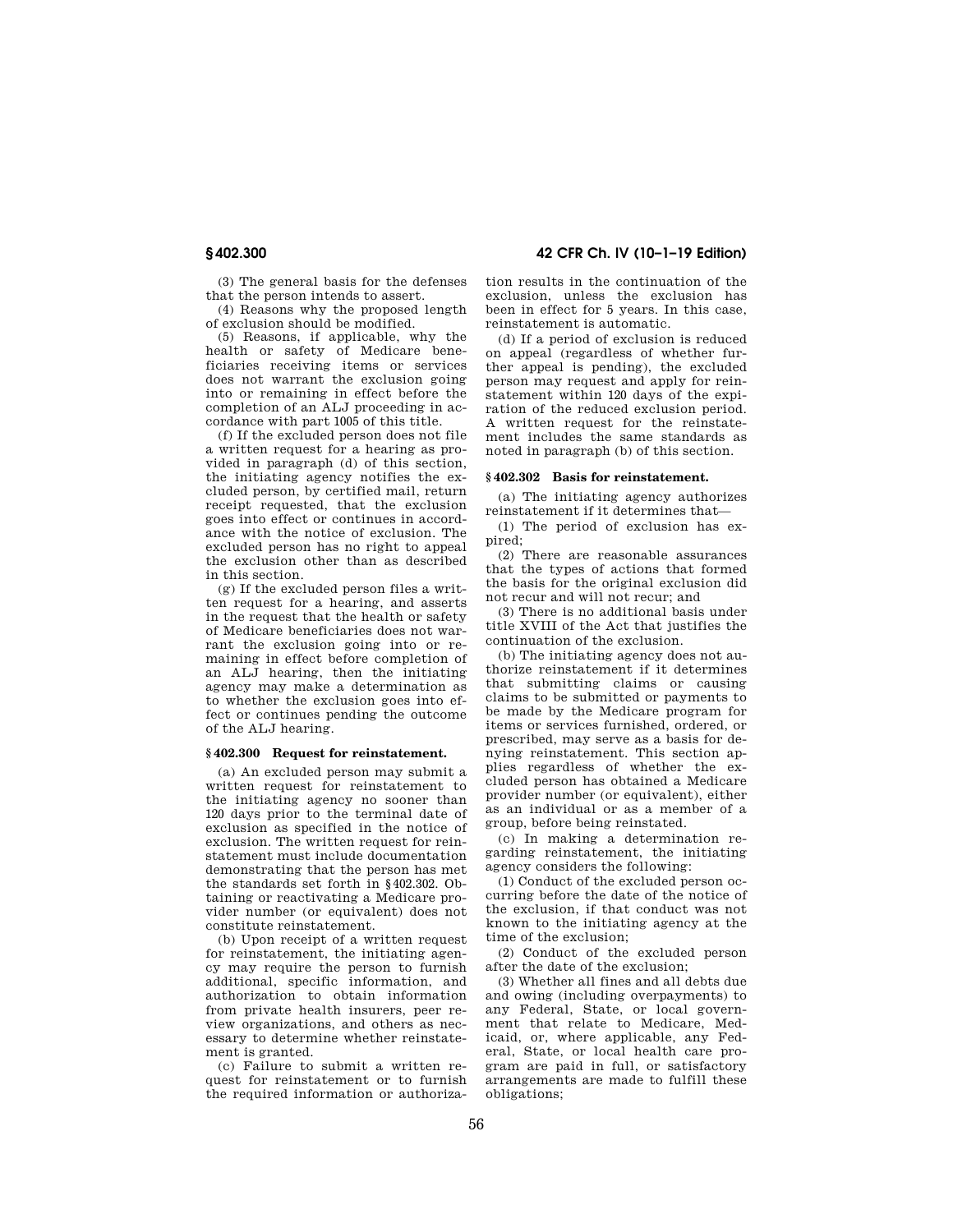(3) The general basis for the defenses that the person intends to assert.

(4) Reasons why the proposed length of exclusion should be modified.

(5) Reasons, if applicable, why the health or safety of Medicare beneficiaries receiving items or services does not warrant the exclusion going into or remaining in effect before the completion of an ALJ proceeding in accordance with part 1005 of this title.

(f) If the excluded person does not file a written request for a hearing as provided in paragraph (d) of this section, the initiating agency notifies the excluded person, by certified mail, return receipt requested, that the exclusion goes into effect or continues in accordance with the notice of exclusion. The excluded person has no right to appeal the exclusion other than as described in this section.

(g) If the excluded person files a written request for a hearing, and asserts in the request that the health or safety of Medicare beneficiaries does not warrant the exclusion going into or remaining in effect before completion of an ALJ hearing, then the initiating agency may make a determination as to whether the exclusion goes into effect or continues pending the outcome of the ALJ hearing.

### § 402.300 Request for reinstatement.

(a) An excluded person may submit a written request for reinstatement to the initiating agency no sooner than 120 days prior to the terminal date of exclusion as specified in the notice of exclusion. The written request for reinstatement must include documentation demonstrating that the person has met the standards set forth in § 402.302. Obtaining or reactivating a Medicare provider number (or equivalent) does not constitute reinstatement.

(b) Upon receipt of a written request for reinstatement, the initiating agency may require the person to furnish additional, specific information, and authorization to obtain information from private health insurers, peer review organizations, and others as necessary to determine whether reinstatement is granted.

(c) Failure to submit a written request for reinstatement or to furnish the required information or authorization results in the continuation of the exclusion, unless the exclusion has been in effect for 5 years. In this case, reinstatement is automatic.

(d) If a period of exclusion is reduced on appeal (regardless of whether further appeal is pending), the excluded person may request and apply for reinstatement within 120 days of the expiration of the reduced exclusion period. A written request for the reinstatement includes the same standards as noted in paragraph (b) of this section.

### § 402.302 Basis for reinstatement.

(a) The initiating agency authorizes reinstatement if it determines that—

(1) The period of exclusion has expired;

(2) There are reasonable assurances that the types of actions that formed the basis for the original exclusion did not recur and will not recur; and

(3) There is no additional basis under title XVIII of the Act that justifies the continuation of the exclusion.

(b) The initiating agency does not authorize reinstatement if it determines that submitting claims or causing claims to be submitted or payments to be made by the Medicare program for items or services furnished, ordered, or prescribed, may serve as a basis for denying reinstatement. This section applies regardless of whether the excluded person has obtained a Medicare provider number (or equivalent), either as an individual or as a member of a group, before being reinstated.

(c) In making a determination regarding reinstatement, the initiating agency considers the following:

(1) Conduct of the excluded person occurring before the date of the notice of the exclusion, if that conduct was not known to the initiating agency at the time of the exclusion;

(2) Conduct of the excluded person after the date of the exclusion;

(3) Whether all fines and all debts due and owing (including overpayments) to any Federal, State, or local government that relate to Medicare, Medicaid, or, where applicable, any Federal, State, or local health care program are paid in full, or satisfactory arrangements are made to fulfill these obligations;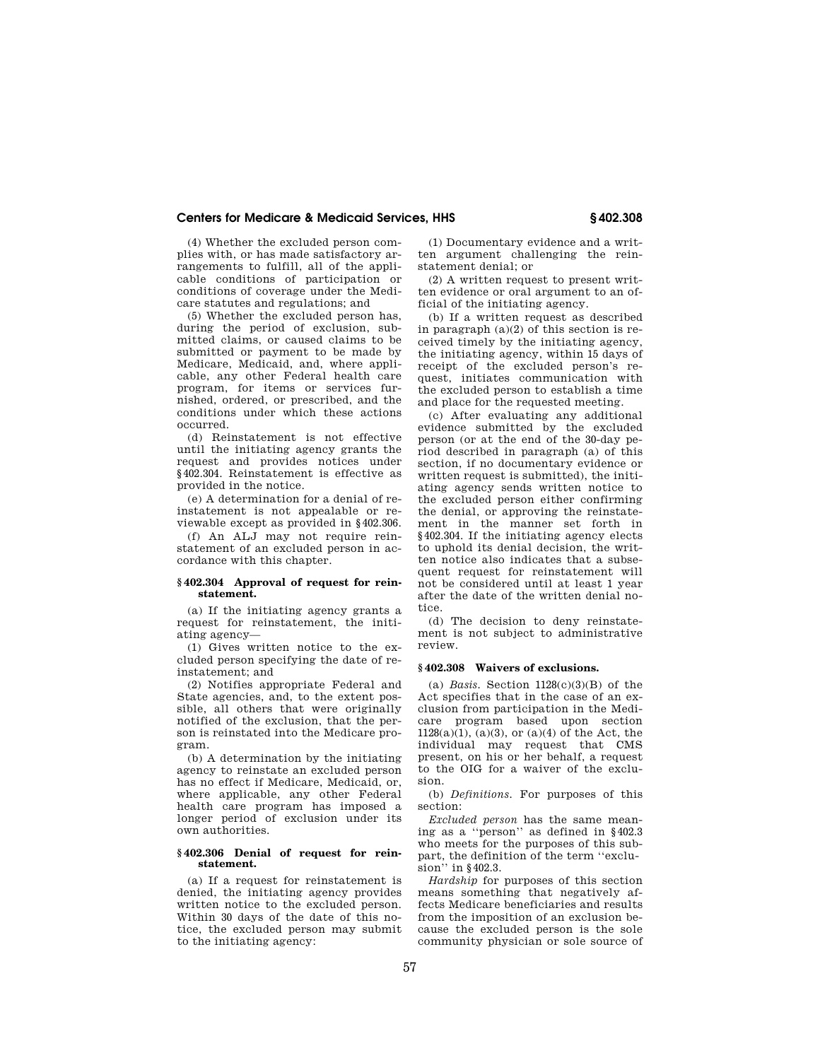(4) Whether the excluded person complies with, or has made satisfactory arrangements to fulfill, all of the applicable conditions of participation or conditions of coverage under the Medicare statutes and regulations; and

(5) Whether the excluded person has, during the period of exclusion, submitted claims, or caused claims to be submitted or payment to be made by Medicare, Medicaid, and, where applicable, any other Federal health care program, for items or services furnished, ordered, or prescribed, and the conditions under which these actions occurred.

(d) Reinstatement is not effective until the initiating agency grants the request and provides notices under §402.304. Reinstatement is effective as provided in the notice.

(e) A determination for a denial of reinstatement is not appealable or reviewable except as provided in §402.306.

(f) An ALJ may not require reinstatement of an excluded person in accordance with this chapter.

### §402.304 Approval of request for reinstatement.

(a) If the initiating agency grants a request for reinstatement, the initiating agency—

(1) Gives written notice to the excluded person specifying the date of reinstatement; and

(2) Notifies appropriate Federal and State agencies, and, to the extent possible, all others that were originally notified of the exclusion, that the person is reinstated into the Medicare program.

(b) A determination by the initiating agency to reinstate an excluded person has no effect if Medicare, Medicaid, or, where applicable, any other Federal health care program has imposed a longer period of exclusion under its own authorities.

### §402.306 Denial of request for reinstatement.

(a) If a request for reinstatement is denied, the initiating agency provides written notice to the excluded person. Within 30 days of the date of this notice, the excluded person may submit to the initiating agency:

(1) Documentary evidence and a written argument challenging the reinstatement denial; or

(2) A written request to present written evidence or oral argument to an official of the initiating agency.

(b) If a written request as described in paragraph (a)(2) of this section is received timely by the initiating agency, the initiating agency, within 15 days of receipt of the excluded person's request, initiates communication with the excluded person to establish a time and place for the requested meeting.

(c) After evaluating any additional evidence submitted by the excluded person (or at the end of the 30-day period described in paragraph (a) of this section, if no documentary evidence or written request is submitted), the initiating agency sends written notice to the excluded person either confirming the denial, or approving the reinstatement in the manner set forth in §402.304. If the initiating agency elects to uphold its denial decision, the written notice also indicates that a subsequent request for reinstatement will not be considered until at least 1 year after the date of the written denial notice.

(d) The decision to deny reinstatement is not subject to administrative review.

### §402.308 Waivers of exclusions.

(a) *Basis.* Section 1128(c)(3)(B) of the Act specifies that in the case of an exclusion from participation in the Medicare program based upon section 1128(a)(1), (a)(3), or (a)(4) of the Act, the individual may request that CMS present, on his or her behalf, a request to the OIG for a waiver of the exclusion.

(b) *Definitions.* For purposes of this section:

*Excluded person* has the same meaning as a "person" as defined in §402.3 who meets for the purposes of this subpart, the definition of the term "exclusion" in §402.3.

*Hardship* for purposes of this section means something that negatively affects Medicare beneficiaries and results from the imposition of an exclusion because the excluded person is the sole community physician or sole source of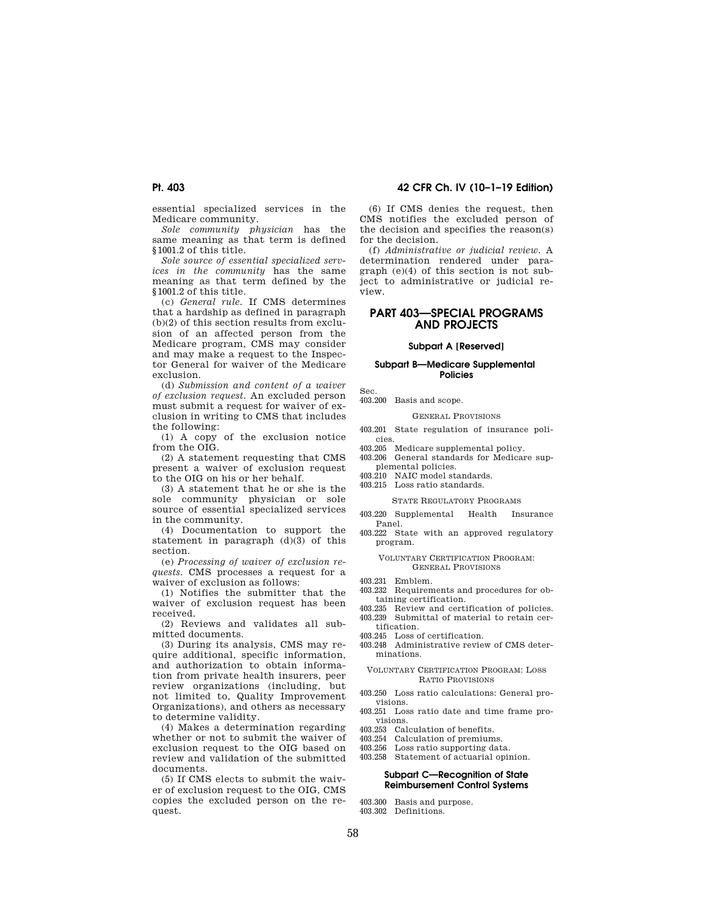essential specialized services in the Medicare community.

*Sole community physician* has the same meaning as that term is defined §1001.2 of this title.

*Sole source of essential specialized services in the community* has the same meaning as that term defined by the §1001.2 of this title.

(c) *General rule.* If CMS determines that a hardship as defined in paragraph (b)(2) of this section results from exclusion of an affected person from the Medicare program, CMS may consider and may make a request to the Inspector General for waiver of the Medicare exclusion.

(d) *Submission and content of a waiver of exclusion request.* An excluded person must submit a request for waiver of exclusion in writing to CMS that includes the following:

(1) A copy of the exclusion notice from the OIG.

(2) A statement requesting that CMS present a waiver of exclusion request to the OIG on his or her behalf.

(3) A statement that he or she is the sole community physician or sole source of essential specialized services in the community.

(4) Documentation to support the statement in paragraph (d)(3) of this section.

(e) *Processing of waiver of exclusion requests.* CMS processes a request for a waiver of exclusion as follows:

(1) Notifies the submitter that the waiver of exclusion request has been received.

(2) Reviews and validates all submitted documents.

(3) During its analysis, CMS may require additional, specific information, and authorization to obtain information from private health insurers, peer review organizations (including, but not limited to, Quality Improvement Organizations), and others as necessary to determine validity.

(4) Makes a determination regarding whether or not to submit the waiver of exclusion request to the OIG based on review and validation of the submitted documents.

(5) If CMS elects to submit the waiver of exclusion request to the OIG, CMS copies the excluded person on the request.

(6) If CMS denies the request, then CMS notifies the excluded person of the decision and specifies the reason(s) for the decision.

(f) *Administrative or judicial review.* A determination rendered under paragraph (e)(4) of this section is not subject to administrative or judicial review.

# PART 403—SPECIAL PROGRAMS AND PROJECTS

### Subpart A [Reserved]

### Subpart B—Medicare Supplemental Policies

Sec.
403.200 Basis and scope.

GENERAL PROVISIONS

403.201 State regulation of insurance policies.
403.205 Medicare supplemental policy.
403.206 General standards for Medicare supplemental policies.
403.210 NAIC model standards.
403.215 Loss ratio standards.

STATE REGULATORY PROGRAMS

403.220 Supplemental Health Insurance Panel.
403.222 State with an approved regulatory program.

VOLUNTARY CERTIFICATION PROGRAM: GENERAL PROVISIONS

403.231 Emblem.
403.232 Requirements and procedures for obtaining certification.
403.235 Review and certification of policies.
403.239 Submittal of material to retain certification.
403.245 Loss of certification.
403.248 Administrative review of CMS determinations.

VOLUNTARY CERTIFICATION PROGRAM: LOSS RATIO PROVISIONS

403.250 Loss ratio calculations: General provisions.
403.251 Loss ratio date and time frame provisions.
403.253 Calculation of benefits.
403.254 Calculation of premiums.
403.256 Loss ratio supporting data.
403.258 Statement of actuarial opinion.

### Subpart C—Recognition of State Reimbursement Control Systems

403.300 Basis and purpose.
403.302 Definitions.